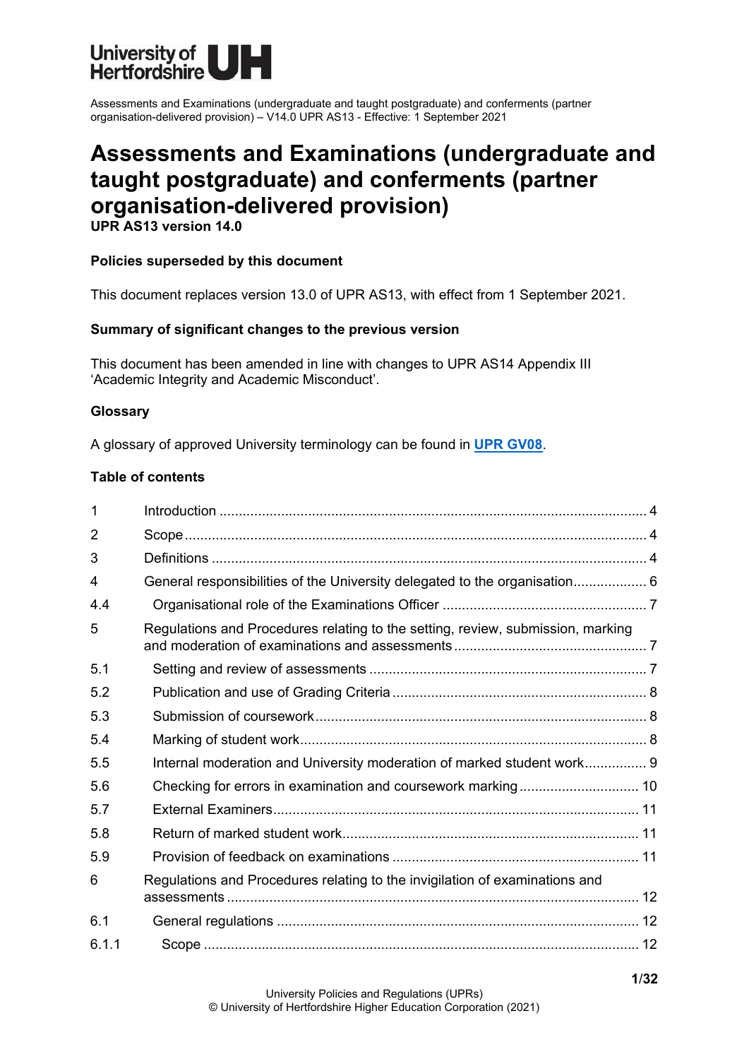Assessments and Examinations (undergraduate and taught postgraduate) and conferments (partner organisation-delivered provision) – V14.0 UPR AS13 - Effective: 1 September 2021

# Assessments and Examinations (undergraduate and taught postgraduate) and conferments (partner organisation-delivered provision)

**UPR AS13 version 14.0**

**Policies superseded by this document**

This document replaces version 13.0 of UPR AS13, with effect from 1 September 2021.

**Summary of significant changes to the previous version**

This document has been amended in line with changes to UPR AS14 Appendix III 'Academic Integrity and Academic Misconduct'.

**Glossary**

A glossary of approved University terminology can be found in **UPR GV08**.

**Table of contents**

| | | |
|---|---|---|
| 1 | Introduction | 4 |
| 2 | Scope | 4 |
| 3 | Definitions | 4 |
| 4 | General responsibilities of the University delegated to the organisation | 6 |
| 4.4 | Organisational role of the Examinations Officer | 7 |
| 5 | Regulations and Procedures relating to the setting, review, submission, marking and moderation of examinations and assessments | 7 |
| 5.1 | Setting and review of assessments | 7 |
| 5.2 | Publication and use of Grading Criteria | 8 |
| 5.3 | Submission of coursework | 8 |
| 5.4 | Marking of student work | 8 |
| 5.5 | Internal moderation and University moderation of marked student work | 9 |
| 5.6 | Checking for errors in examination and coursework marking | 10 |
| 5.7 | External Examiners | 11 |
| 5.8 | Return of marked student work | 11 |
| 5.9 | Provision of feedback on examinations | 11 |
| 6 | Regulations and Procedures relating to the invigilation of examinations and assessments | 12 |
| 6.1 | General regulations | 12 |
| 6.1.1 | Scope | 12 |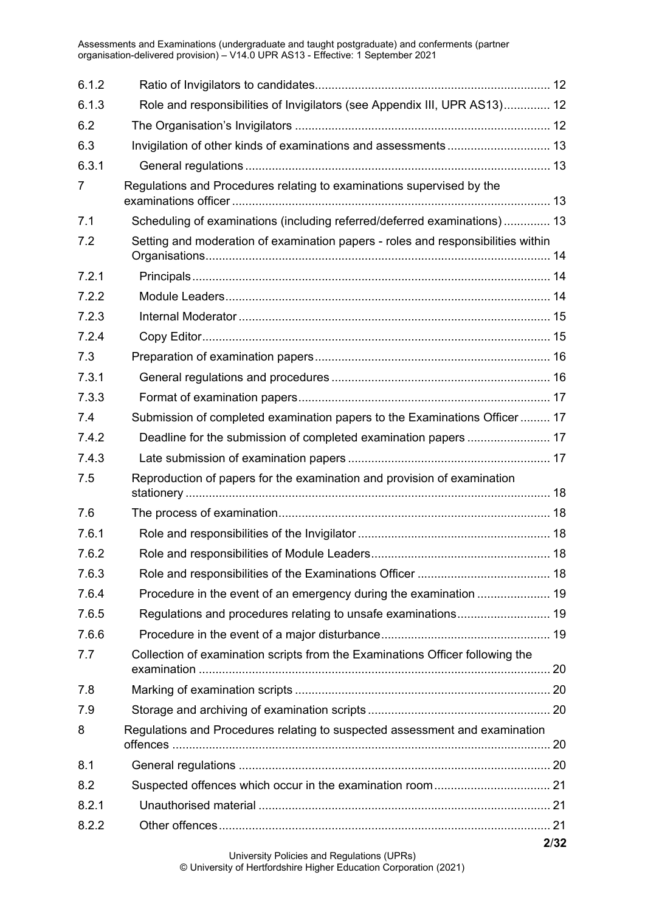| | | |
|---|---|---|
| 6.1.2 | Ratio of Invigilators to candidates | 12 |
| 6.1.3 | Role and responsibilities of Invigilators (see Appendix III, UPR AS13) | 12 |
| 6.2 | The Organisation's Invigilators | 12 |
| 6.3 | Invigilation of other kinds of examinations and assessments | 13 |
| 6.3.1 | General regulations | 13 |
| 7 | Regulations and Procedures relating to examinations supervised by the examinations officer | 13 |
| 7.1 | Scheduling of examinations (including referred/deferred examinations) | 13 |
| 7.2 | Setting and moderation of examination papers - roles and responsibilities within Organisations | 14 |
| 7.2.1 | Principals | 14 |
| 7.2.2 | Module Leaders | 14 |
| 7.2.3 | Internal Moderator | 15 |
| 7.2.4 | Copy Editor | 15 |
| 7.3 | Preparation of examination papers | 16 |
| 7.3.1 | General regulations and procedures | 16 |
| 7.3.3 | Format of examination papers | 17 |
| 7.4 | Submission of completed examination papers to the Examinations Officer | 17 |
| 7.4.2 | Deadline for the submission of completed examination papers | 17 |
| 7.4.3 | Late submission of examination papers | 17 |
| 7.5 | Reproduction of papers for the examination and provision of examination stationery | 18 |
| 7.6 | The process of examination | 18 |
| 7.6.1 | Role and responsibilities of the Invigilator | 18 |
| 7.6.2 | Role and responsibilities of Module Leaders | 18 |
| 7.6.3 | Role and responsibilities of the Examinations Officer | 18 |
| 7.6.4 | Procedure in the event of an emergency during the examination | 19 |
| 7.6.5 | Regulations and procedures relating to unsafe examinations | 19 |
| 7.6.6 | Procedure in the event of a major disturbance | 19 |
| 7.7 | Collection of examination scripts from the Examinations Officer following the examination | 20 |
| 7.8 | Marking of examination scripts | 20 |
| 7.9 | Storage and archiving of examination scripts | 20 |
| 8 | Regulations and Procedures relating to suspected assessment and examination offences | 20 |
| 8.1 | General regulations | 20 |
| 8.2 | Suspected offences which occur in the examination room | 21 |
| 8.2.1 | Unauthorised material | 21 |
| 8.2.2 | Other offences | 21 |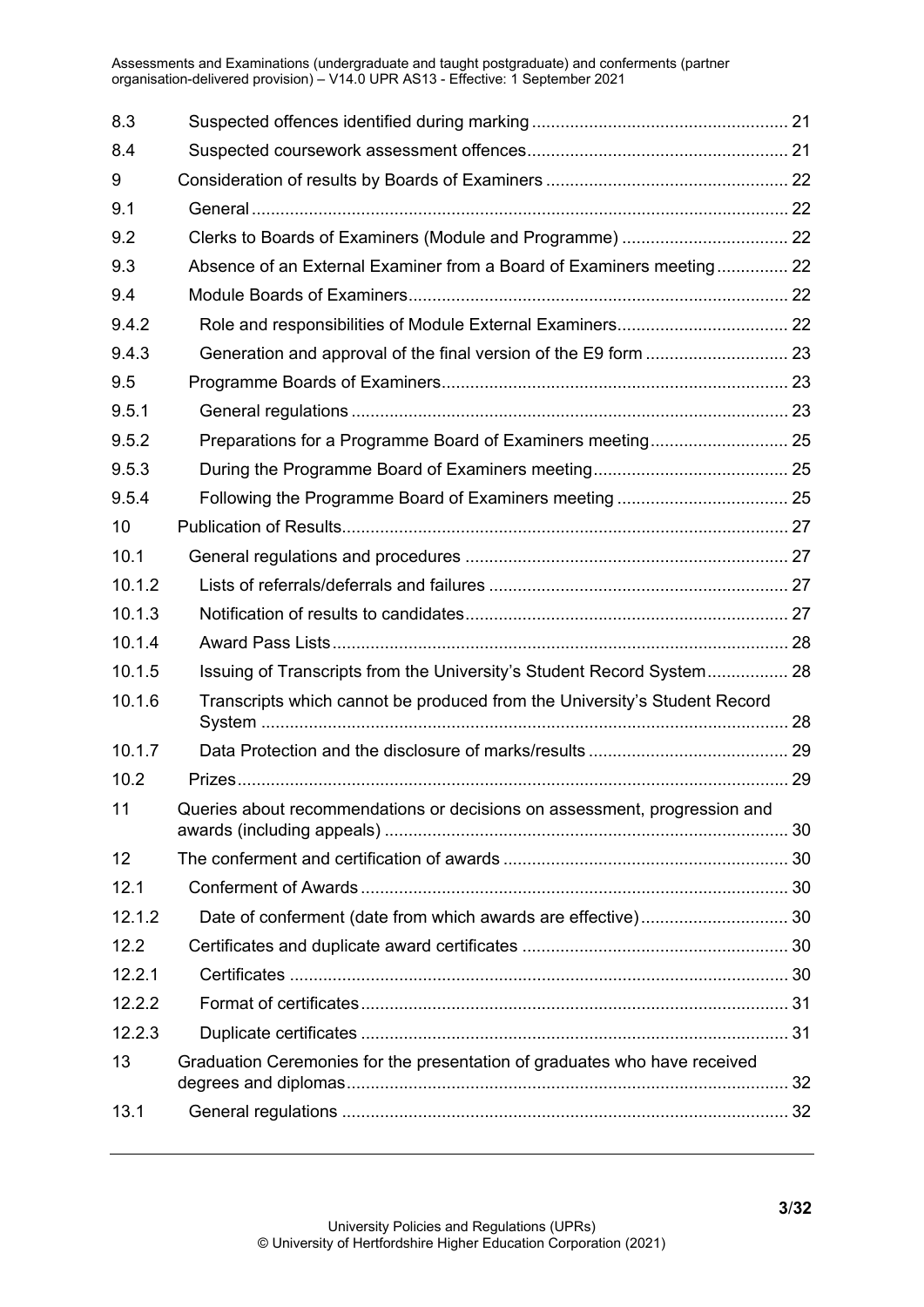| | | |
|---|---|---|
| 8.3 | Suspected offences identified during marking | 21 |
| 8.4 | Suspected coursework assessment offences | 21 |
| 9 | Consideration of results by Boards of Examiners | 22 |
| 9.1 | General | 22 |
| 9.2 | Clerks to Boards of Examiners (Module and Programme) | 22 |
| 9.3 | Absence of an External Examiner from a Board of Examiners meeting | 22 |
| 9.4 | Module Boards of Examiners | 22 |
| 9.4.2 | Role and responsibilities of Module External Examiners | 22 |
| 9.4.3 | Generation and approval of the final version of the E9 form | 23 |
| 9.5 | Programme Boards of Examiners | 23 |
| 9.5.1 | General regulations | 23 |
| 9.5.2 | Preparations for a Programme Board of Examiners meeting | 25 |
| 9.5.3 | During the Programme Board of Examiners meeting | 25 |
| 9.5.4 | Following the Programme Board of Examiners meeting | 25 |
| 10 | Publication of Results | 27 |
| 10.1 | General regulations and procedures | 27 |
| 10.1.2 | Lists of referrals/deferrals and failures | 27 |
| 10.1.3 | Notification of results to candidates | 27 |
| 10.1.4 | Award Pass Lists | 28 |
| 10.1.5 | Issuing of Transcripts from the University's Student Record System | 28 |
| 10.1.6 | Transcripts which cannot be produced from the University's Student Record System | 28 |
| 10.1.7 | Data Protection and the disclosure of marks/results | 29 |
| 10.2 | Prizes | 29 |
| 11 | Queries about recommendations or decisions on assessment, progression and awards (including appeals) | 30 |
| 12 | The conferment and certification of awards | 30 |
| 12.1 | Conferment of Awards | 30 |
| 12.1.2 | Date of conferment (date from which awards are effective) | 30 |
| 12.2 | Certificates and duplicate award certificates | 30 |
| 12.2.1 | Certificates | 30 |
| 12.2.2 | Format of certificates | 31 |
| 12.2.3 | Duplicate certificates | 31 |
| 13 | Graduation Ceremonies for the presentation of graduates who have received degrees and diplomas | 32 |
| 13.1 | General regulations | 32 |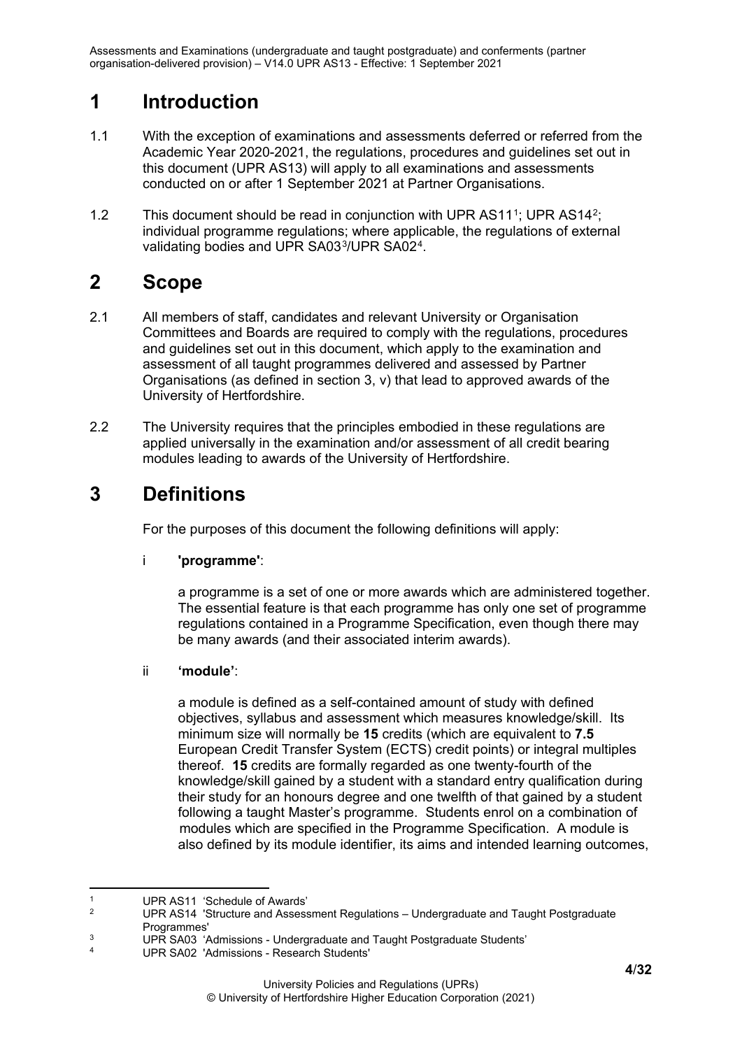# 1 Introduction

1.1 With the exception of examinations and assessments deferred or referred from the Academic Year 2020-2021, the regulations, procedures and guidelines set out in this document (UPR AS13) will apply to all examinations and assessments conducted on or after 1 September 2021 at Partner Organisations.

1.2 This document should be read in conjunction with UPR AS11[1]; UPR AS14[2]; individual programme regulations; where applicable, the regulations of external validating bodies and UPR SA03[3]/UPR SA02[4].

# 2 Scope

2.1 All members of staff, candidates and relevant University or Organisation Committees and Boards are required to comply with the regulations, procedures and guidelines set out in this document, which apply to the examination and assessment of all taught programmes delivered and assessed by Partner Organisations (as defined in section 3, v) that lead to approved awards of the University of Hertfordshire.

2.2 The University requires that the principles embodied in these regulations are applied universally in the examination and/or assessment of all credit bearing modules leading to awards of the University of Hertfordshire.

# 3 Definitions

For the purposes of this document the following definitions will apply:

i **'programme'**:

a programme is a set of one or more awards which are administered together. The essential feature is that each programme has only one set of programme regulations contained in a Programme Specification, even though there may be many awards (and their associated interim awards).

ii **'module'**:

a module is defined as a self-contained amount of study with defined objectives, syllabus and assessment which measures knowledge/skill. Its minimum size will normally be **15** credits (which are equivalent to **7.5** European Credit Transfer System (ECTS) credit points) or integral multiples thereof. **15** credits are formally regarded as one twenty-fourth of the knowledge/skill gained by a student with a standard entry qualification during their study for an honours degree and one twelfth of that gained by a student following a taught Master's programme. Students enrol on a combination of modules which are specified in the Programme Specification. A module is also defined by its module identifier, its aims and intended learning outcomes,

---

[1] UPR AS11 'Schedule of Awards'

[2] UPR AS14 'Structure and Assessment Regulations – Undergraduate and Taught Postgraduate Programmes'

[3] UPR SA03 'Admissions - Undergraduate and Taught Postgraduate Students'

[4] UPR SA02 'Admissions - Research Students'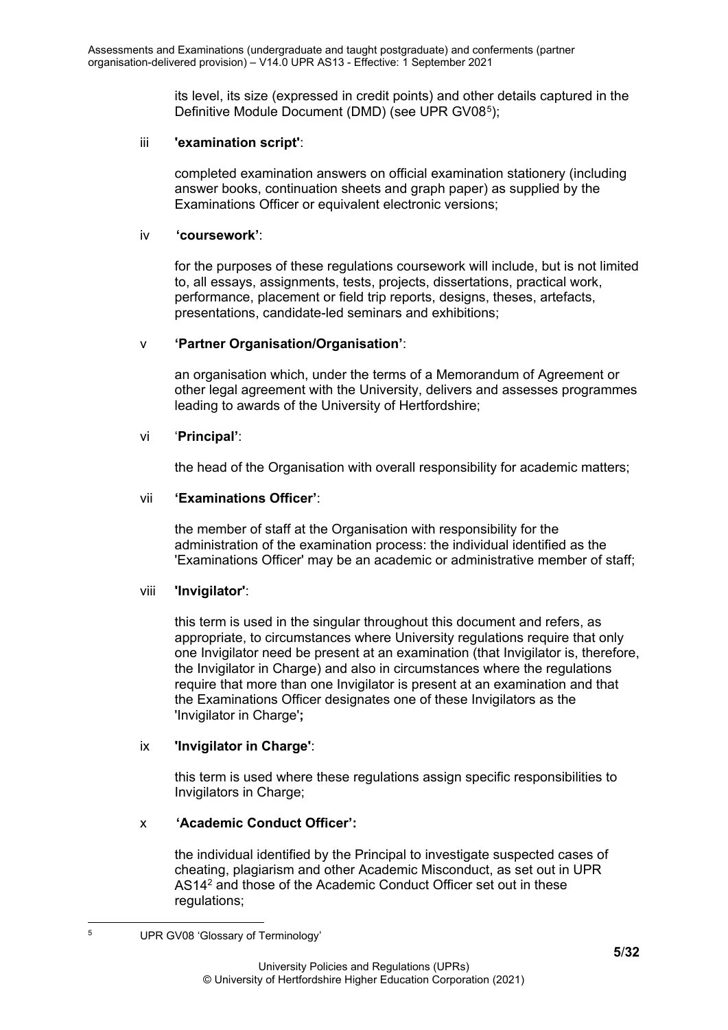its level, its size (expressed in credit points) and other details captured in the Definitive Module Document (DMD) (see UPR GV08[5]);

iii **'examination script'**:

completed examination answers on official examination stationery (including answer books, continuation sheets and graph paper) as supplied by the Examinations Officer or equivalent electronic versions;

iv **'coursework'**:

for the purposes of these regulations coursework will include, but is not limited to, all essays, assignments, tests, projects, dissertations, practical work, performance, placement or field trip reports, designs, theses, artefacts, presentations, candidate-led seminars and exhibitions;

v **'Partner Organisation/Organisation'**:

an organisation which, under the terms of a Memorandum of Agreement or other legal agreement with the University, delivers and assesses programmes leading to awards of the University of Hertfordshire;

vi '**Principal'**:

the head of the Organisation with overall responsibility for academic matters;

vii **'Examinations Officer'**:

the member of staff at the Organisation with responsibility for the administration of the examination process: the individual identified as the 'Examinations Officer' may be an academic or administrative member of staff;

viii **'Invigilator'**:

this term is used in the singular throughout this document and refers, as appropriate, to circumstances where University regulations require that only one Invigilator need be present at an examination (that Invigilator is, therefore, the Invigilator in Charge) and also in circumstances where the regulations require that more than one Invigilator is present at an examination and that the Examinations Officer designates one of these Invigilators as the 'Invigilator in Charge'**;**

ix **'Invigilator in Charge'**:

this term is used where these regulations assign specific responsibilities to Invigilators in Charge;

x **'Academic Conduct Officer':**

the individual identified by the Principal to investigate suspected cases of cheating, plagiarism and other Academic Misconduct, as set out in UPR AS14[2] and those of the Academic Conduct Officer set out in these regulations;

---

[5] UPR GV08 'Glossary of Terminology'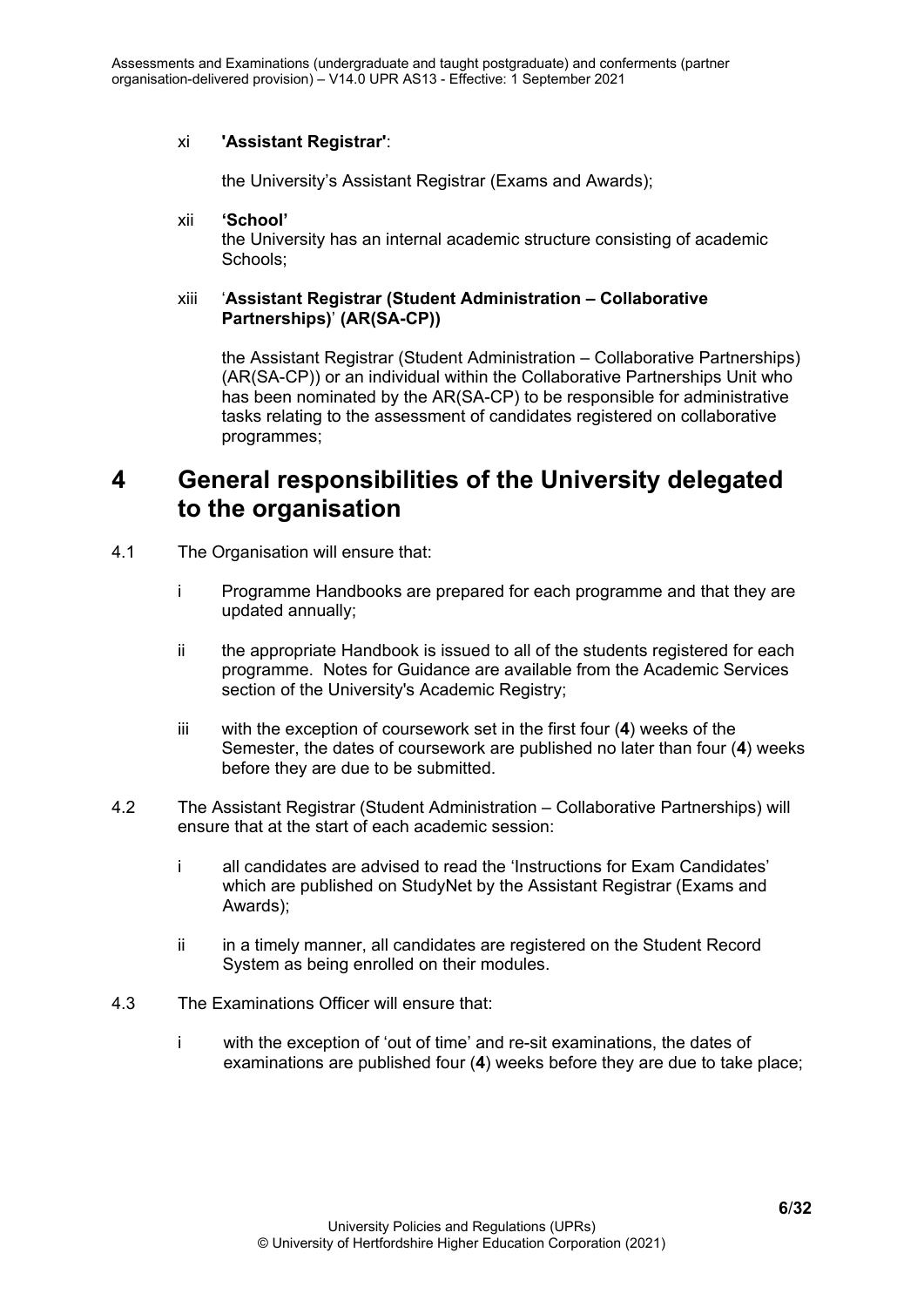xi **'Assistant Registrar'**:

the University's Assistant Registrar (Exams and Awards);

xii **'School'**
the University has an internal academic structure consisting of academic Schools;

xiii '**Assistant Registrar (Student Administration – Collaborative Partnerships)**' **(AR(SA-CP))**

the Assistant Registrar (Student Administration – Collaborative Partnerships) (AR(SA-CP)) or an individual within the Collaborative Partnerships Unit who has been nominated by the AR(SA-CP) to be responsible for administrative tasks relating to the assessment of candidates registered on collaborative programmes;

# 4 General responsibilities of the University delegated to the organisation

4.1 The Organisation will ensure that:

i Programme Handbooks are prepared for each programme and that they are updated annually;

ii the appropriate Handbook is issued to all of the students registered for each programme. Notes for Guidance are available from the Academic Services section of the University's Academic Registry;

iii with the exception of coursework set in the first four (**4**) weeks of the Semester, the dates of coursework are published no later than four (**4**) weeks before they are due to be submitted.

4.2 The Assistant Registrar (Student Administration – Collaborative Partnerships) will ensure that at the start of each academic session:

i all candidates are advised to read the 'Instructions for Exam Candidates' which are published on StudyNet by the Assistant Registrar (Exams and Awards);

ii in a timely manner, all candidates are registered on the Student Record System as being enrolled on their modules.

4.3 The Examinations Officer will ensure that:

i with the exception of 'out of time' and re-sit examinations, the dates of examinations are published four (**4**) weeks before they are due to take place;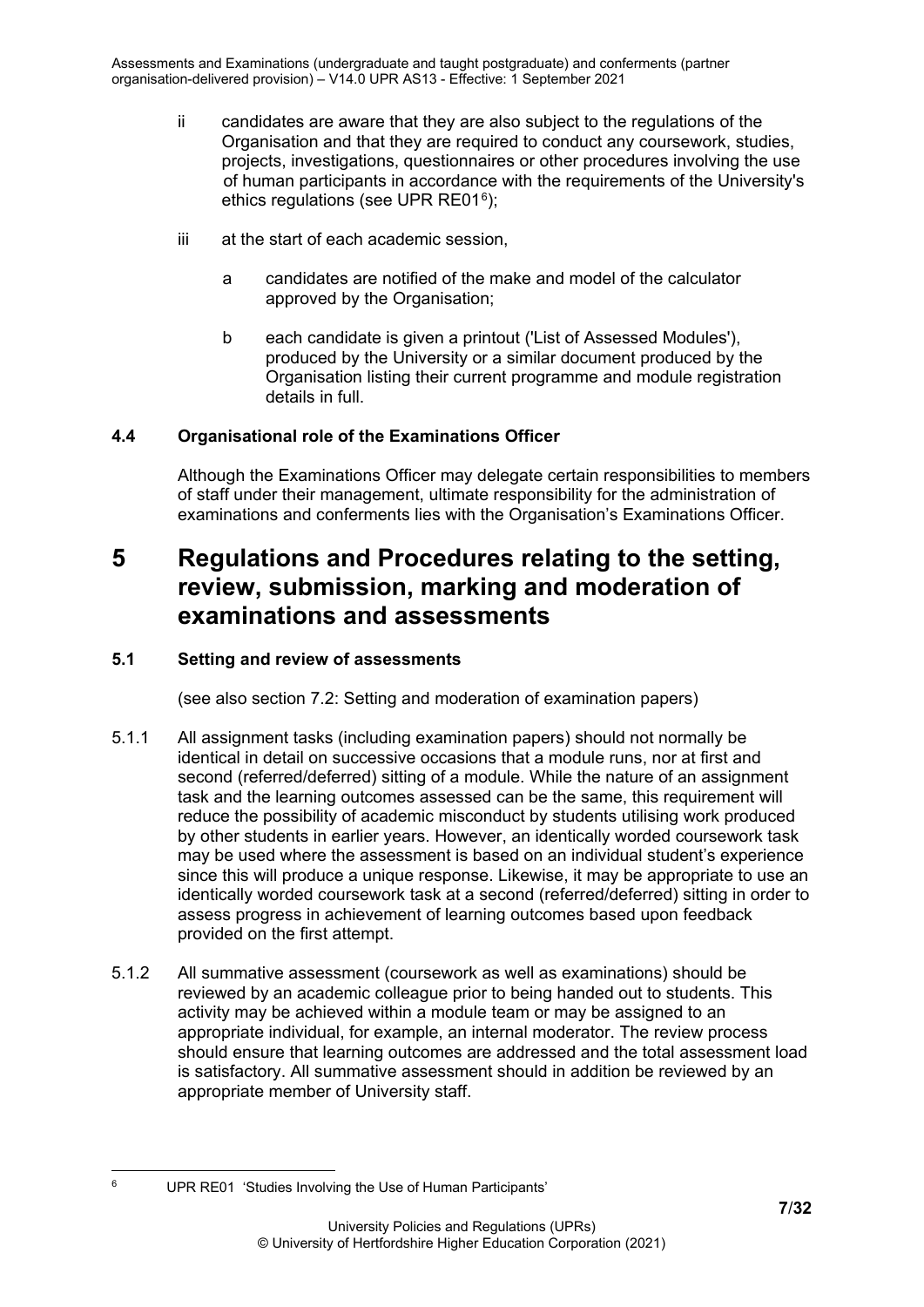ii candidates are aware that they are also subject to the regulations of the Organisation and that they are required to conduct any coursework, studies, projects, investigations, questionnaires or other procedures involving the use of human participants in accordance with the requirements of the University's ethics regulations (see UPR RE01[6]);

iii at the start of each academic session,

a candidates are notified of the make and model of the calculator approved by the Organisation;

b each candidate is given a printout ('List of Assessed Modules'), produced by the University or a similar document produced by the Organisation listing their current programme and module registration details in full.

### 4.4 Organisational role of the Examinations Officer

Although the Examinations Officer may delegate certain responsibilities to members of staff under their management, ultimate responsibility for the administration of examinations and conferments lies with the Organisation's Examinations Officer.

## 5 Regulations and Procedures relating to the setting, review, submission, marking and moderation of examinations and assessments

### 5.1 Setting and review of assessments

(see also section 7.2: Setting and moderation of examination papers)

5.1.1 All assignment tasks (including examination papers) should not normally be identical in detail on successive occasions that a module runs, nor at first and second (referred/deferred) sitting of a module. While the nature of an assignment task and the learning outcomes assessed can be the same, this requirement will reduce the possibility of academic misconduct by students utilising work produced by other students in earlier years. However, an identically worded coursework task may be used where the assessment is based on an individual student's experience since this will produce a unique response. Likewise, it may be appropriate to use an identically worded coursework task at a second (referred/deferred) sitting in order to assess progress in achievement of learning outcomes based upon feedback provided on the first attempt.

5.1.2 All summative assessment (coursework as well as examinations) should be reviewed by an academic colleague prior to being handed out to students. This activity may be achieved within a module team or may be assigned to an appropriate individual, for example, an internal moderator. The review process should ensure that learning outcomes are addressed and the total assessment load is satisfactory. All summative assessment should in addition be reviewed by an appropriate member of University staff.

---

[6] UPR RE01 'Studies Involving the Use of Human Participants'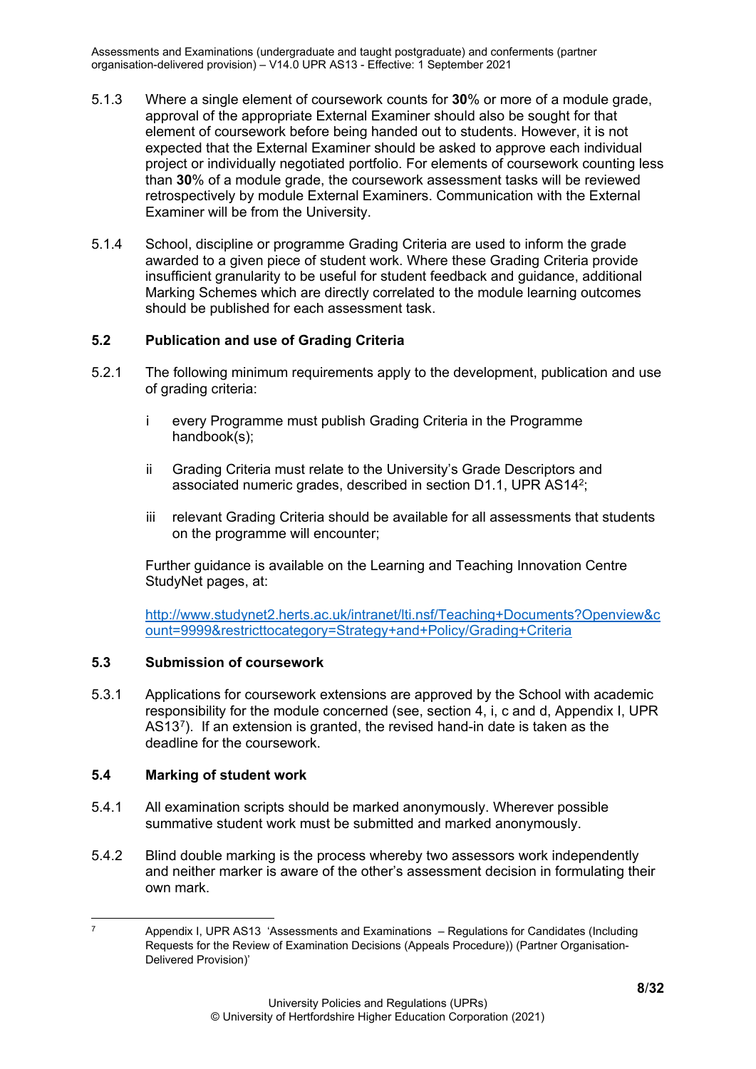5.1.3 Where a single element of coursework counts for **30**% or more of a module grade, approval of the appropriate External Examiner should also be sought for that element of coursework before being handed out to students. However, it is not expected that the External Examiner should be asked to approve each individual project or individually negotiated portfolio. For elements of coursework counting less than **30**% of a module grade, the coursework assessment tasks will be reviewed retrospectively by module External Examiners. Communication with the External Examiner will be from the University.

5.1.4 School, discipline or programme Grading Criteria are used to inform the grade awarded to a given piece of student work. Where these Grading Criteria provide insufficient granularity to be useful for student feedback and guidance, additional Marking Schemes which are directly correlated to the module learning outcomes should be published for each assessment task.

### 5.2 Publication and use of Grading Criteria

5.2.1 The following minimum requirements apply to the development, publication and use of grading criteria:

i every Programme must publish Grading Criteria in the Programme handbook(s);

ii Grading Criteria must relate to the University's Grade Descriptors and associated numeric grades, described in section D1.1, UPR AS14[2];

iii relevant Grading Criteria should be available for all assessments that students on the programme will encounter;

Further guidance is available on the Learning and Teaching Innovation Centre StudyNet pages, at:

http://www.studynet2.herts.ac.uk/intranet/lti.nsf/Teaching+Documents?Openview&count=9999&restricttocategory=Strategy+and+Policy/Grading+Criteria

### 5.3 Submission of coursework

5.3.1 Applications for coursework extensions are approved by the School with academic responsibility for the module concerned (see, section 4, i, c and d, Appendix I, UPR AS13[7]). If an extension is granted, the revised hand-in date is taken as the deadline for the coursework.

### 5.4 Marking of student work

5.4.1 All examination scripts should be marked anonymously. Wherever possible summative student work must be submitted and marked anonymously.

5.4.2 Blind double marking is the process whereby two assessors work independently and neither marker is aware of the other's assessment decision in formulating their own mark.

---

[7] Appendix I, UPR AS13 'Assessments and Examinations – Regulations for Candidates (Including Requests for the Review of Examination Decisions (Appeals Procedure)) (Partner Organisation-Delivered Provision)'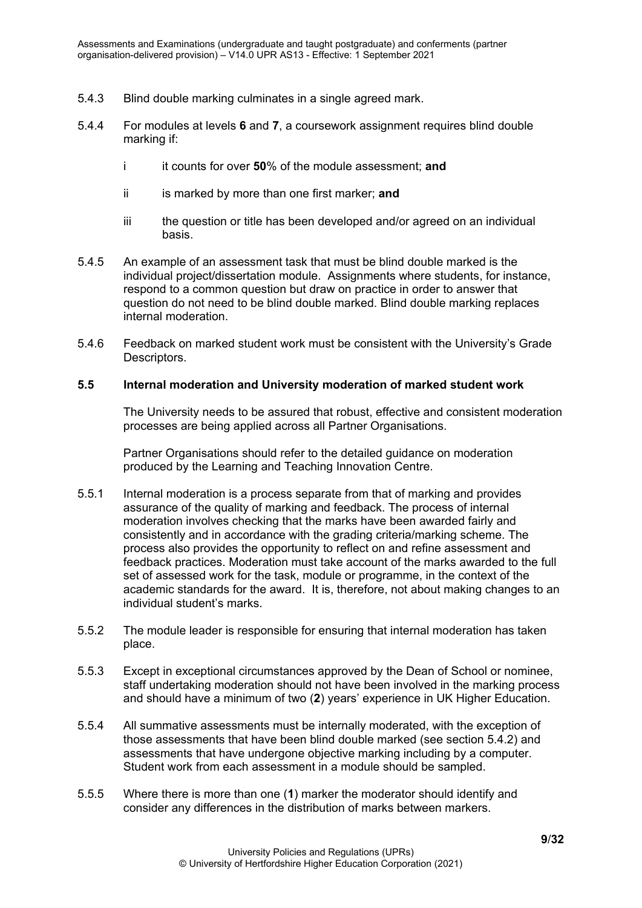5.4.3 Blind double marking culminates in a single agreed mark.

5.4.4 For modules at levels **6** and **7**, a coursework assignment requires blind double marking if:

- i it counts for over **50**% of the module assessment; **and**
- ii is marked by more than one first marker; **and**
- iii the question or title has been developed and/or agreed on an individual basis.

5.4.5 An example of an assessment task that must be blind double marked is the individual project/dissertation module. Assignments where students, for instance, respond to a common question but draw on practice in order to answer that question do not need to be blind double marked. Blind double marking replaces internal moderation.

5.4.6 Feedback on marked student work must be consistent with the University's Grade Descriptors.

### 5.5 Internal moderation and University moderation of marked student work

The University needs to be assured that robust, effective and consistent moderation processes are being applied across all Partner Organisations.

Partner Organisations should refer to the detailed guidance on moderation produced by the Learning and Teaching Innovation Centre.

5.5.1 Internal moderation is a process separate from that of marking and provides assurance of the quality of marking and feedback. The process of internal moderation involves checking that the marks have been awarded fairly and consistently and in accordance with the grading criteria/marking scheme. The process also provides the opportunity to reflect on and refine assessment and feedback practices. Moderation must take account of the marks awarded to the full set of assessed work for the task, module or programme, in the context of the academic standards for the award. It is, therefore, not about making changes to an individual student's marks.

5.5.2 The module leader is responsible for ensuring that internal moderation has taken place.

5.5.3 Except in exceptional circumstances approved by the Dean of School or nominee, staff undertaking moderation should not have been involved in the marking process and should have a minimum of two (**2**) years' experience in UK Higher Education.

5.5.4 All summative assessments must be internally moderated, with the exception of those assessments that have been blind double marked (see section 5.4.2) and assessments that have undergone objective marking including by a computer. Student work from each assessment in a module should be sampled.

5.5.5 Where there is more than one (**1**) marker the moderator should identify and consider any differences in the distribution of marks between markers.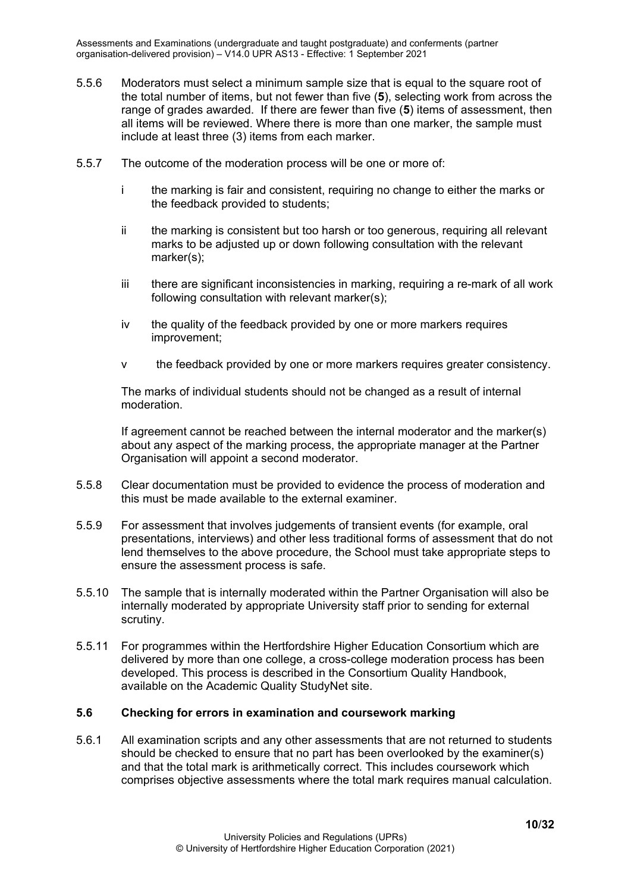5.5.6 Moderators must select a minimum sample size that is equal to the square root of the total number of items, but not fewer than five (**5**), selecting work from across the range of grades awarded. If there are fewer than five (**5**) items of assessment, then all items will be reviewed. Where there is more than one marker, the sample must include at least three (3) items from each marker.

5.5.7 The outcome of the moderation process will be one or more of:

- i the marking is fair and consistent, requiring no change to either the marks or the feedback provided to students;
- ii the marking is consistent but too harsh or too generous, requiring all relevant marks to be adjusted up or down following consultation with the relevant marker(s);
- iii there are significant inconsistencies in marking, requiring a re-mark of all work following consultation with relevant marker(s);
- iv the quality of the feedback provided by one or more markers requires improvement;
- v the feedback provided by one or more markers requires greater consistency.

The marks of individual students should not be changed as a result of internal moderation.

If agreement cannot be reached between the internal moderator and the marker(s) about any aspect of the marking process, the appropriate manager at the Partner Organisation will appoint a second moderator.

5.5.8 Clear documentation must be provided to evidence the process of moderation and this must be made available to the external examiner.

5.5.9 For assessment that involves judgements of transient events (for example, oral presentations, interviews) and other less traditional forms of assessment that do not lend themselves to the above procedure, the School must take appropriate steps to ensure the assessment process is safe.

5.5.10 The sample that is internally moderated within the Partner Organisation will also be internally moderated by appropriate University staff prior to sending for external scrutiny.

5.5.11 For programmes within the Hertfordshire Higher Education Consortium which are delivered by more than one college, a cross-college moderation process has been developed. This process is described in the Consortium Quality Handbook, available on the Academic Quality StudyNet site.

### 5.6 Checking for errors in examination and coursework marking

5.6.1 All examination scripts and any other assessments that are not returned to students should be checked to ensure that no part has been overlooked by the examiner(s) and that the total mark is arithmetically correct. This includes coursework which comprises objective assessments where the total mark requires manual calculation.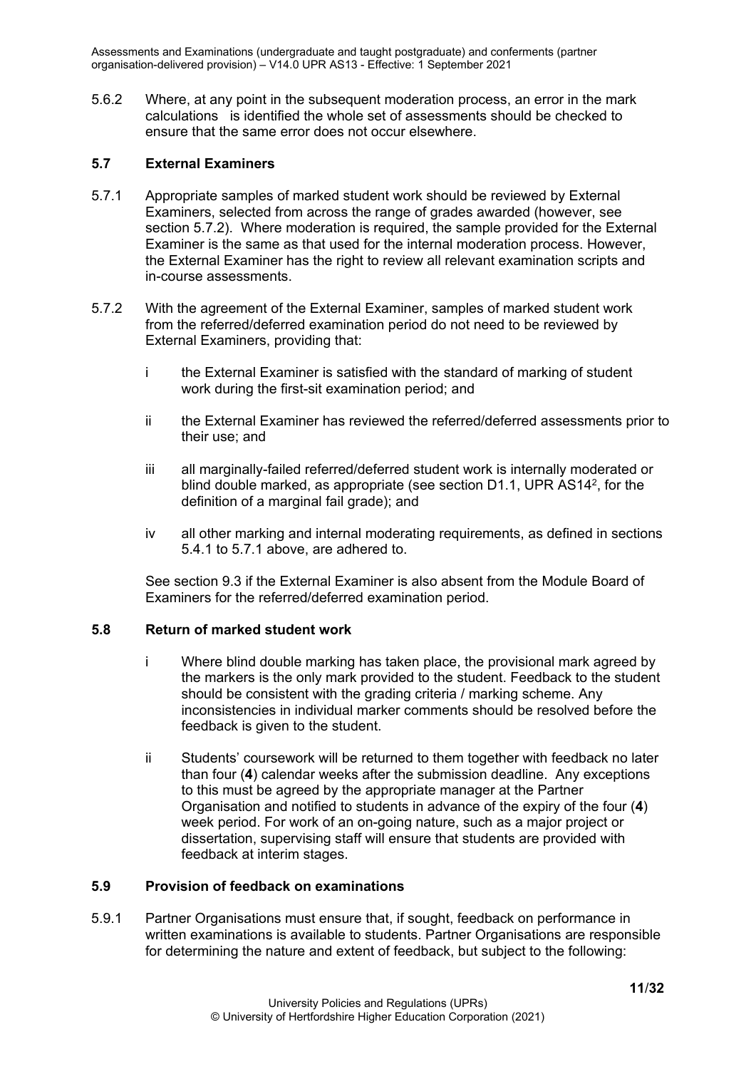5.6.2 Where, at any point in the subsequent moderation process, an error in the mark calculations is identified the whole set of assessments should be checked to ensure that the same error does not occur elsewhere.

### 5.7 External Examiners

5.7.1 Appropriate samples of marked student work should be reviewed by External Examiners, selected from across the range of grades awarded (however, see section 5.7.2). Where moderation is required, the sample provided for the External Examiner is the same as that used for the internal moderation process. However, the External Examiner has the right to review all relevant examination scripts and in-course assessments.

5.7.2 With the agreement of the External Examiner, samples of marked student work from the referred/deferred examination period do not need to be reviewed by External Examiners, providing that:

i the External Examiner is satisfied with the standard of marking of student work during the first-sit examination period; and

ii the External Examiner has reviewed the referred/deferred assessments prior to their use; and

iii all marginally-failed referred/deferred student work is internally moderated or blind double marked, as appropriate (see section D1.1, UPR AS14[2], for the definition of a marginal fail grade); and

iv all other marking and internal moderating requirements, as defined in sections 5.4.1 to 5.7.1 above, are adhered to.

See section 9.3 if the External Examiner is also absent from the Module Board of Examiners for the referred/deferred examination period.

### 5.8 Return of marked student work

i Where blind double marking has taken place, the provisional mark agreed by the markers is the only mark provided to the student. Feedback to the student should be consistent with the grading criteria / marking scheme. Any inconsistencies in individual marker comments should be resolved before the feedback is given to the student.

ii Students' coursework will be returned to them together with feedback no later than four (**4**) calendar weeks after the submission deadline. Any exceptions to this must be agreed by the appropriate manager at the Partner Organisation and notified to students in advance of the expiry of the four (**4**) week period. For work of an on-going nature, such as a major project or dissertation, supervising staff will ensure that students are provided with feedback at interim stages.

### 5.9 Provision of feedback on examinations

5.9.1 Partner Organisations must ensure that, if sought, feedback on performance in written examinations is available to students. Partner Organisations are responsible for determining the nature and extent of feedback, but subject to the following: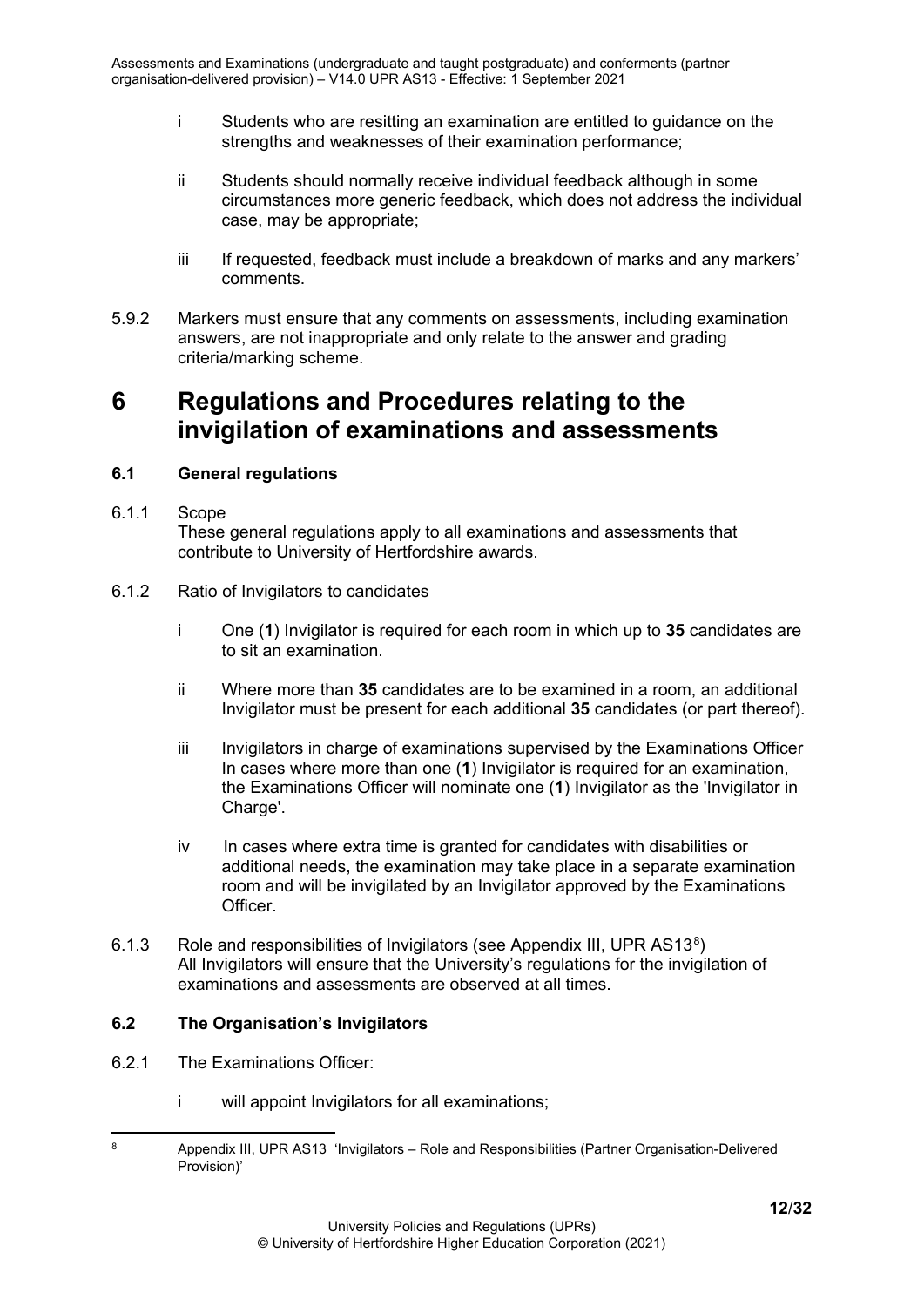i Students who are resitting an examination are entitled to guidance on the strengths and weaknesses of their examination performance;

ii Students should normally receive individual feedback although in some circumstances more generic feedback, which does not address the individual case, may be appropriate;

iii If requested, feedback must include a breakdown of marks and any markers' comments.

5.9.2 Markers must ensure that any comments on assessments, including examination answers, are not inappropriate and only relate to the answer and grading criteria/marking scheme.

# 6 Regulations and Procedures relating to the invigilation of examinations and assessments

### 6.1 General regulations

6.1.1 Scope
These general regulations apply to all examinations and assessments that contribute to University of Hertfordshire awards.

6.1.2 Ratio of Invigilators to candidates

i One (**1**) Invigilator is required for each room in which up to **35** candidates are to sit an examination.

ii Where more than **35** candidates are to be examined in a room, an additional Invigilator must be present for each additional **35** candidates (or part thereof).

iii Invigilators in charge of examinations supervised by the Examinations Officer
In cases where more than one (**1**) Invigilator is required for an examination, the Examinations Officer will nominate one (**1**) Invigilator as the 'Invigilator in Charge'.

iv In cases where extra time is granted for candidates with disabilities or additional needs, the examination may take place in a separate examination room and will be invigilated by an Invigilator approved by the Examinations Officer.

6.1.3 Role and responsibilities of Invigilators (see Appendix III, UPR AS13[8])
All Invigilators will ensure that the University's regulations for the invigilation of examinations and assessments are observed at all times.

### 6.2 The Organisation's Invigilators

6.2.1 The Examinations Officer:

i will appoint Invigilators for all examinations;

[8] Appendix III, UPR AS13 'Invigilators – Role and Responsibilities (Partner Organisation-Delivered Provision)'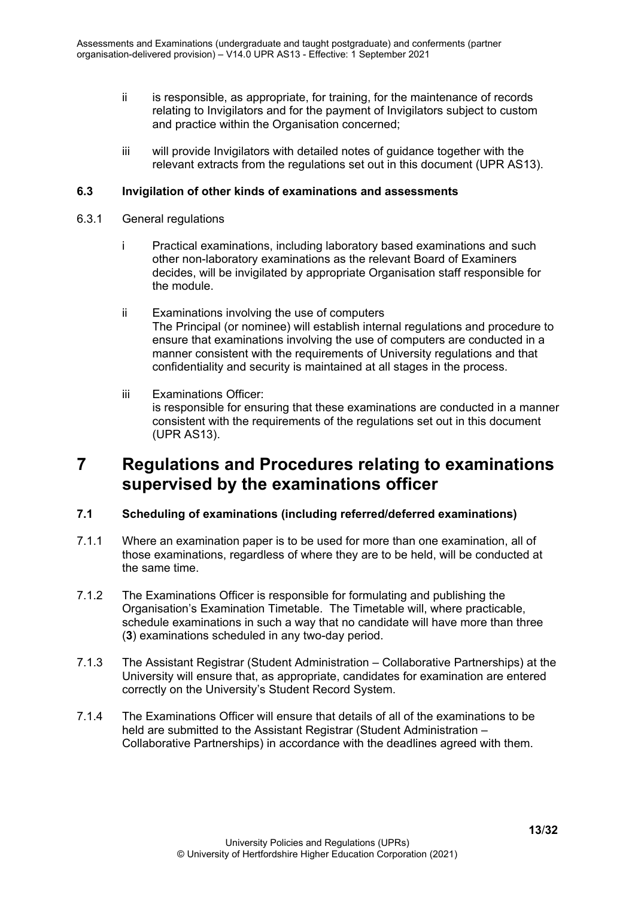ii is responsible, as appropriate, for training, for the maintenance of records relating to Invigilators and for the payment of Invigilators subject to custom and practice within the Organisation concerned;

iii will provide Invigilators with detailed notes of guidance together with the relevant extracts from the regulations set out in this document (UPR AS13).

### 6.3 Invigilation of other kinds of examinations and assessments

6.3.1 General regulations

i Practical examinations, including laboratory based examinations and such other non-laboratory examinations as the relevant Board of Examiners decides, will be invigilated by appropriate Organisation staff responsible for the module.

ii Examinations involving the use of computers
The Principal (or nominee) will establish internal regulations and procedure to ensure that examinations involving the use of computers are conducted in a manner consistent with the requirements of University regulations and that confidentiality and security is maintained at all stages in the process.

iii Examinations Officer:
is responsible for ensuring that these examinations are conducted in a manner consistent with the requirements of the regulations set out in this document (UPR AS13).

# 7 Regulations and Procedures relating to examinations supervised by the examinations officer

### 7.1 Scheduling of examinations (including referred/deferred examinations)

7.1.1 Where an examination paper is to be used for more than one examination, all of those examinations, regardless of where they are to be held, will be conducted at the same time.

7.1.2 The Examinations Officer is responsible for formulating and publishing the Organisation's Examination Timetable. The Timetable will, where practicable, schedule examinations in such a way that no candidate will have more than three (**3**) examinations scheduled in any two-day period.

7.1.3 The Assistant Registrar (Student Administration – Collaborative Partnerships) at the University will ensure that, as appropriate, candidates for examination are entered correctly on the University's Student Record System.

7.1.4 The Examinations Officer will ensure that details of all of the examinations to be held are submitted to the Assistant Registrar (Student Administration – Collaborative Partnerships) in accordance with the deadlines agreed with them.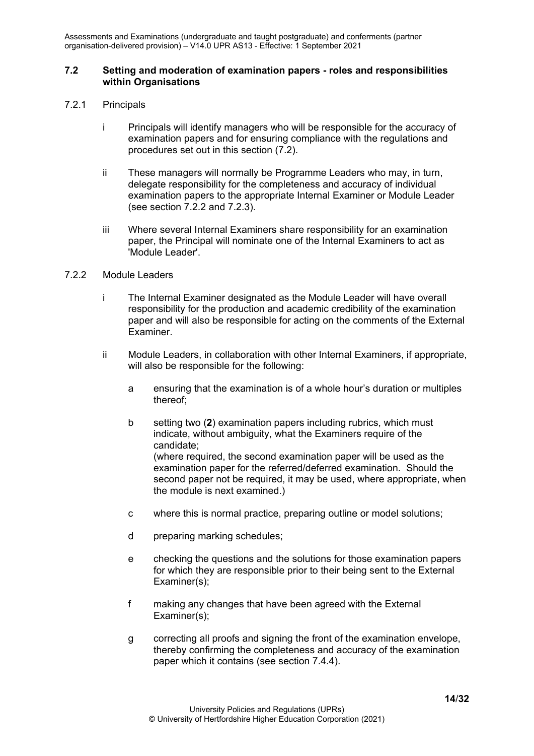### 7.2 Setting and moderation of examination papers - roles and responsibilities within Organisations

7.2.1 Principals

i Principals will identify managers who will be responsible for the accuracy of examination papers and for ensuring compliance with the regulations and procedures set out in this section (7.2).

ii These managers will normally be Programme Leaders who may, in turn, delegate responsibility for the completeness and accuracy of individual examination papers to the appropriate Internal Examiner or Module Leader (see section 7.2.2 and 7.2.3).

iii Where several Internal Examiners share responsibility for an examination paper, the Principal will nominate one of the Internal Examiners to act as 'Module Leader'.

7.2.2 Module Leaders

i The Internal Examiner designated as the Module Leader will have overall responsibility for the production and academic credibility of the examination paper and will also be responsible for acting on the comments of the External Examiner.

ii Module Leaders, in collaboration with other Internal Examiners, if appropriate, will also be responsible for the following:

a ensuring that the examination is of a whole hour's duration or multiples thereof;

b setting two (**2**) examination papers including rubrics, which must indicate, without ambiguity, what the Examiners require of the candidate;
(where required, the second examination paper will be used as the examination paper for the referred/deferred examination. Should the second paper not be required, it may be used, where appropriate, when the module is next examined.)

c where this is normal practice, preparing outline or model solutions;

d preparing marking schedules;

e checking the questions and the solutions for those examination papers for which they are responsible prior to their being sent to the External Examiner(s);

f making any changes that have been agreed with the External Examiner(s);

g correcting all proofs and signing the front of the examination envelope, thereby confirming the completeness and accuracy of the examination paper which it contains (see section 7.4.4).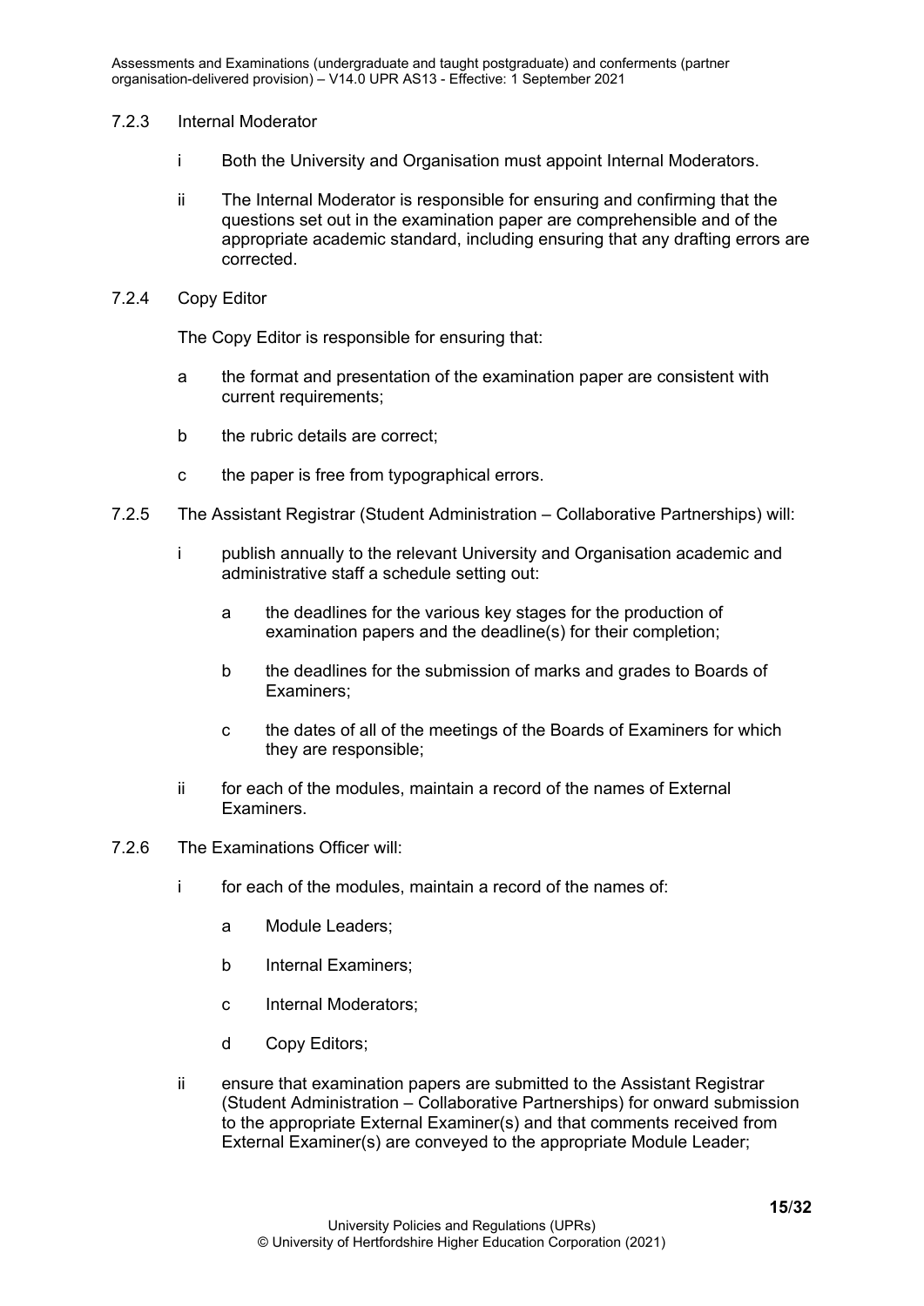7.2.3 Internal Moderator

i Both the University and Organisation must appoint Internal Moderators.

ii The Internal Moderator is responsible for ensuring and confirming that the questions set out in the examination paper are comprehensible and of the appropriate academic standard, including ensuring that any drafting errors are corrected.

7.2.4 Copy Editor

The Copy Editor is responsible for ensuring that:

a the format and presentation of the examination paper are consistent with current requirements;

b the rubric details are correct;

c the paper is free from typographical errors.

7.2.5 The Assistant Registrar (Student Administration – Collaborative Partnerships) will:

i publish annually to the relevant University and Organisation academic and administrative staff a schedule setting out:

a the deadlines for the various key stages for the production of examination papers and the deadline(s) for their completion;

b the deadlines for the submission of marks and grades to Boards of Examiners;

c the dates of all of the meetings of the Boards of Examiners for which they are responsible;

ii for each of the modules, maintain a record of the names of External Examiners.

7.2.6 The Examinations Officer will:

i for each of the modules, maintain a record of the names of:

a Module Leaders;

b Internal Examiners;

c Internal Moderators;

d Copy Editors;

ii ensure that examination papers are submitted to the Assistant Registrar (Student Administration – Collaborative Partnerships) for onward submission to the appropriate External Examiner(s) and that comments received from External Examiner(s) are conveyed to the appropriate Module Leader;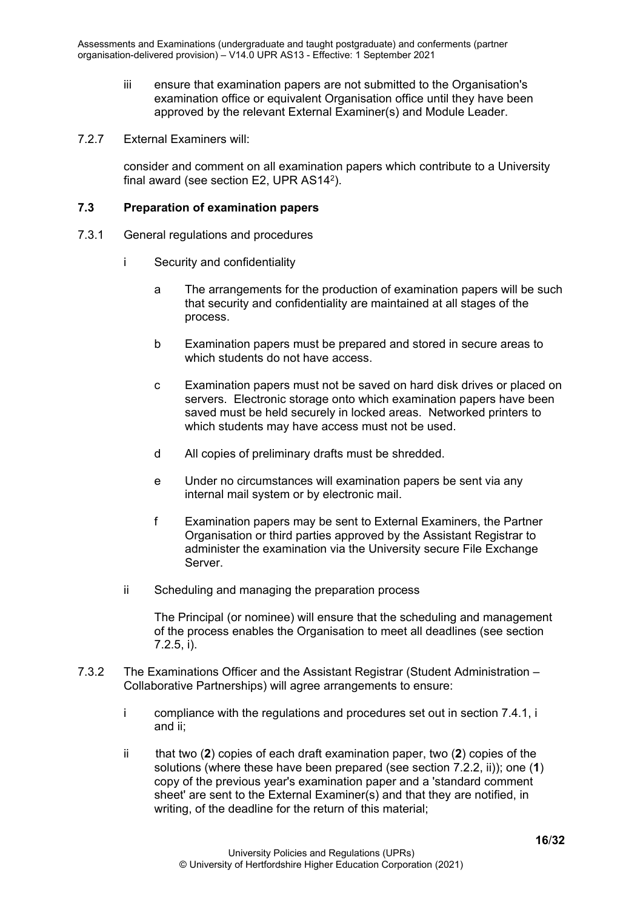iii ensure that examination papers are not submitted to the Organisation's examination office or equivalent Organisation office until they have been approved by the relevant External Examiner(s) and Module Leader.

7.2.7 External Examiners will:

consider and comment on all examination papers which contribute to a University final award (see section E2, UPR AS14[2]).

**7.3 Preparation of examination papers**

7.3.1 General regulations and procedures

i Security and confidentiality

a The arrangements for the production of examination papers will be such that security and confidentiality are maintained at all stages of the process.

b Examination papers must be prepared and stored in secure areas to which students do not have access.

c Examination papers must not be saved on hard disk drives or placed on servers. Electronic storage onto which examination papers have been saved must be held securely in locked areas. Networked printers to which students may have access must not be used.

d All copies of preliminary drafts must be shredded.

e Under no circumstances will examination papers be sent via any internal mail system or by electronic mail.

f Examination papers may be sent to External Examiners, the Partner Organisation or third parties approved by the Assistant Registrar to administer the examination via the University secure File Exchange Server.

ii Scheduling and managing the preparation process

The Principal (or nominee) will ensure that the scheduling and management of the process enables the Organisation to meet all deadlines (see section 7.2.5, i).

7.3.2 The Examinations Officer and the Assistant Registrar (Student Administration – Collaborative Partnerships) will agree arrangements to ensure:

i compliance with the regulations and procedures set out in section 7.4.1, i and ii;

ii that two (**2**) copies of each draft examination paper, two (**2**) copies of the solutions (where these have been prepared (see section 7.2.2, ii)); one (**1**) copy of the previous year's examination paper and a 'standard comment sheet' are sent to the External Examiner(s) and that they are notified, in writing, of the deadline for the return of this material;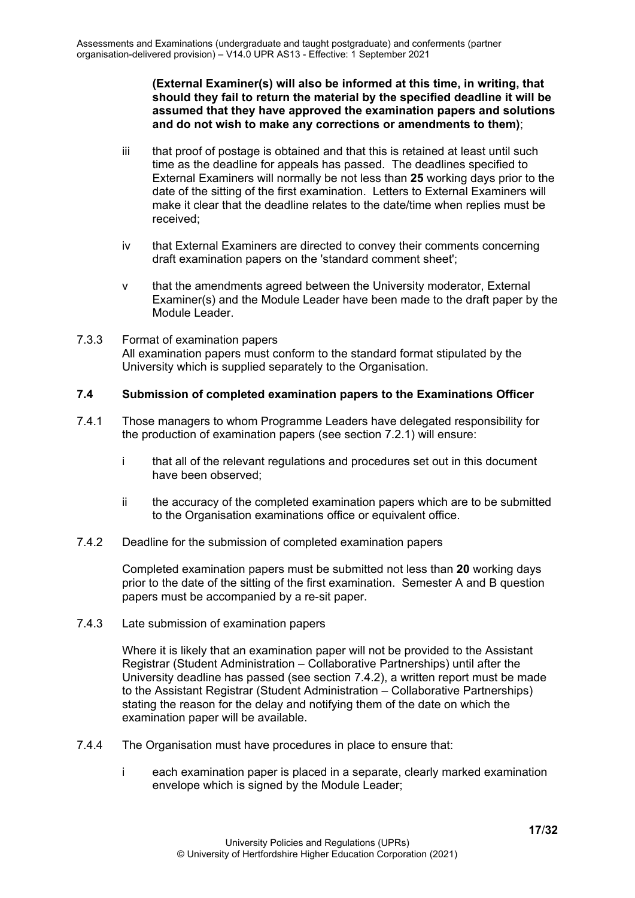**(External Examiner(s) will also be informed at this time, in writing, that should they fail to return the material by the specified deadline it will be assumed that they have approved the examination papers and solutions and do not wish to make any corrections or amendments to them)**;

iii that proof of postage is obtained and that this is retained at least until such time as the deadline for appeals has passed. The deadlines specified to External Examiners will normally be not less than **25** working days prior to the date of the sitting of the first examination. Letters to External Examiners will make it clear that the deadline relates to the date/time when replies must be received;

iv that External Examiners are directed to convey their comments concerning draft examination papers on the 'standard comment sheet';

v that the amendments agreed between the University moderator, External Examiner(s) and the Module Leader have been made to the draft paper by the Module Leader.

7.3.3 Format of examination papers
All examination papers must conform to the standard format stipulated by the University which is supplied separately to the Organisation.

### 7.4 Submission of completed examination papers to the Examinations Officer

7.4.1 Those managers to whom Programme Leaders have delegated responsibility for the production of examination papers (see section 7.2.1) will ensure:

i that all of the relevant regulations and procedures set out in this document have been observed;

ii the accuracy of the completed examination papers which are to be submitted to the Organisation examinations office or equivalent office.

7.4.2 Deadline for the submission of completed examination papers

Completed examination papers must be submitted not less than **20** working days prior to the date of the sitting of the first examination. Semester A and B question papers must be accompanied by a re-sit paper.

7.4.3 Late submission of examination papers

Where it is likely that an examination paper will not be provided to the Assistant Registrar (Student Administration – Collaborative Partnerships) until after the University deadline has passed (see section 7.4.2), a written report must be made to the Assistant Registrar (Student Administration – Collaborative Partnerships) stating the reason for the delay and notifying them of the date on which the examination paper will be available.

7.4.4 The Organisation must have procedures in place to ensure that:

i each examination paper is placed in a separate, clearly marked examination envelope which is signed by the Module Leader;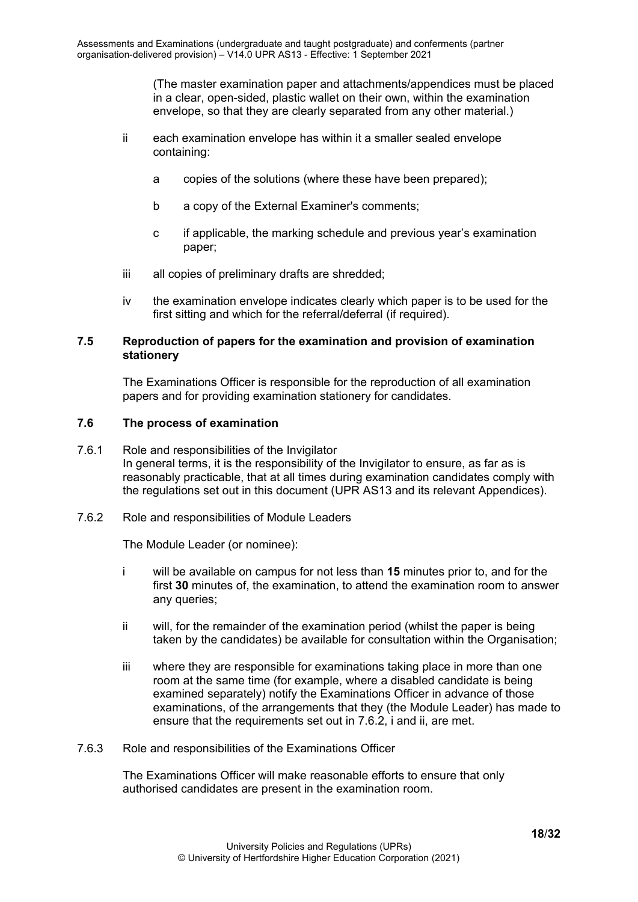(The master examination paper and attachments/appendices must be placed in a clear, open-sided, plastic wallet on their own, within the examination envelope, so that they are clearly separated from any other material.)

ii each examination envelope has within it a smaller sealed envelope containing:

a copies of the solutions (where these have been prepared);

b a copy of the External Examiner's comments;

c if applicable, the marking schedule and previous year's examination paper;

iii all copies of preliminary drafts are shredded;

iv the examination envelope indicates clearly which paper is to be used for the first sitting and which for the referral/deferral (if required).

### 7.5 Reproduction of papers for the examination and provision of examination stationery

The Examinations Officer is responsible for the reproduction of all examination papers and for providing examination stationery for candidates.

### 7.6 The process of examination

7.6.1 Role and responsibilities of the Invigilator
In general terms, it is the responsibility of the Invigilator to ensure, as far as is reasonably practicable, that at all times during examination candidates comply with the regulations set out in this document (UPR AS13 and its relevant Appendices).

7.6.2 Role and responsibilities of Module Leaders

The Module Leader (or nominee):

i will be available on campus for not less than **15** minutes prior to, and for the first **30** minutes of, the examination, to attend the examination room to answer any queries;

ii will, for the remainder of the examination period (whilst the paper is being taken by the candidates) be available for consultation within the Organisation;

iii where they are responsible for examinations taking place in more than one room at the same time (for example, where a disabled candidate is being examined separately) notify the Examinations Officer in advance of those examinations, of the arrangements that they (the Module Leader) has made to ensure that the requirements set out in 7.6.2, i and ii, are met.

7.6.3 Role and responsibilities of the Examinations Officer

The Examinations Officer will make reasonable efforts to ensure that only authorised candidates are present in the examination room.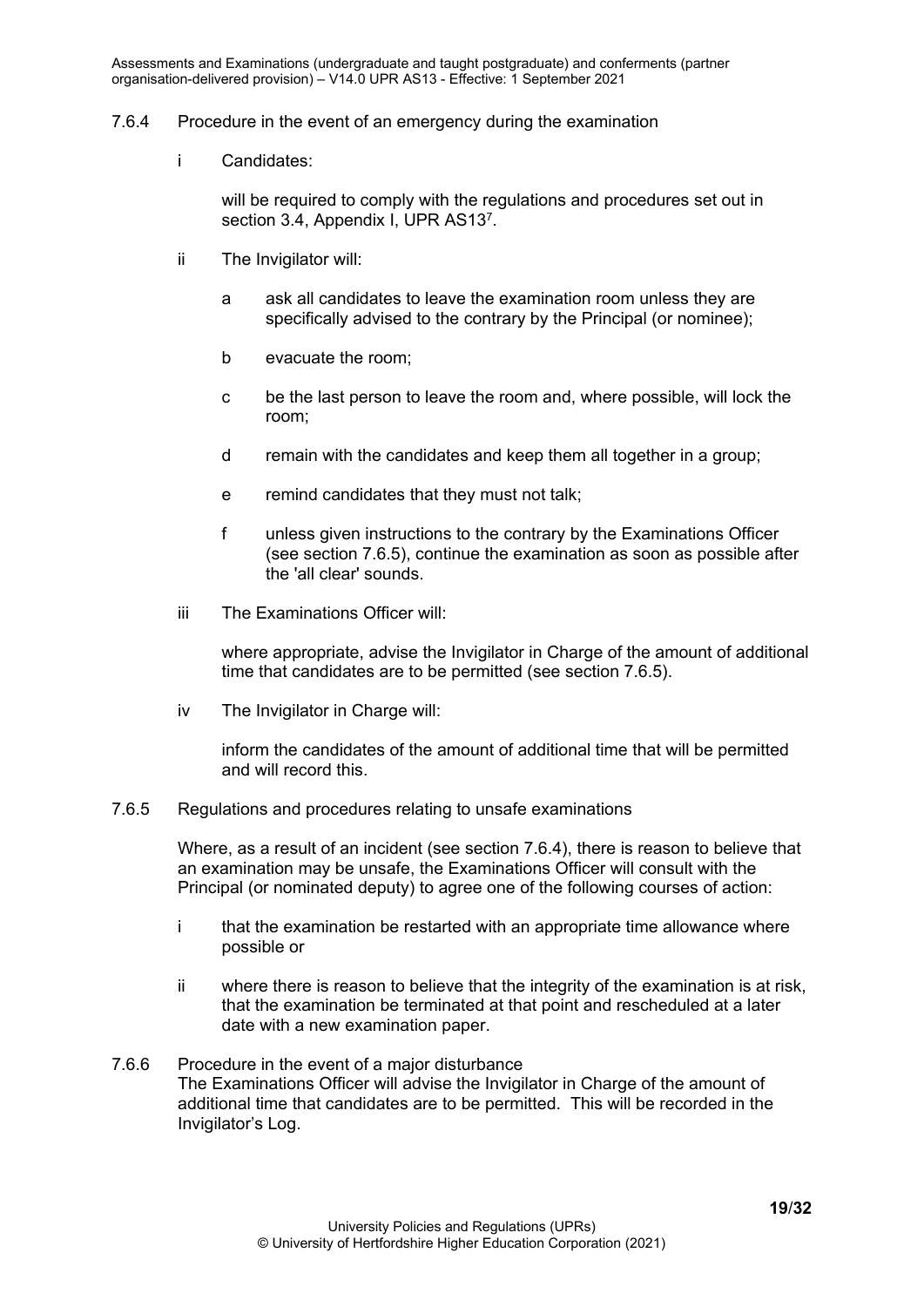### 7.6.4 Procedure in the event of an emergency during the examination

i Candidates:

will be required to comply with the regulations and procedures set out in section 3.4, Appendix I, UPR AS13[7].

ii The Invigilator will:

- a ask all candidates to leave the examination room unless they are specifically advised to the contrary by the Principal (or nominee);
- b evacuate the room;
- c be the last person to leave the room and, where possible, will lock the room;
- d remain with the candidates and keep them all together in a group;
- e remind candidates that they must not talk;
- f unless given instructions to the contrary by the Examinations Officer (see section 7.6.5), continue the examination as soon as possible after the 'all clear' sounds.

iii The Examinations Officer will:

where appropriate, advise the Invigilator in Charge of the amount of additional time that candidates are to be permitted (see section 7.6.5).

iv The Invigilator in Charge will:

inform the candidates of the amount of additional time that will be permitted and will record this.

### 7.6.5 Regulations and procedures relating to unsafe examinations

Where, as a result of an incident (see section 7.6.4), there is reason to believe that an examination may be unsafe, the Examinations Officer will consult with the Principal (or nominated deputy) to agree one of the following courses of action:

- i that the examination be restarted with an appropriate time allowance where possible or
- ii where there is reason to believe that the integrity of the examination is at risk, that the examination be terminated at that point and rescheduled at a later date with a new examination paper.

### 7.6.6 Procedure in the event of a major disturbance

The Examinations Officer will advise the Invigilator in Charge of the amount of additional time that candidates are to be permitted. This will be recorded in the Invigilator's Log.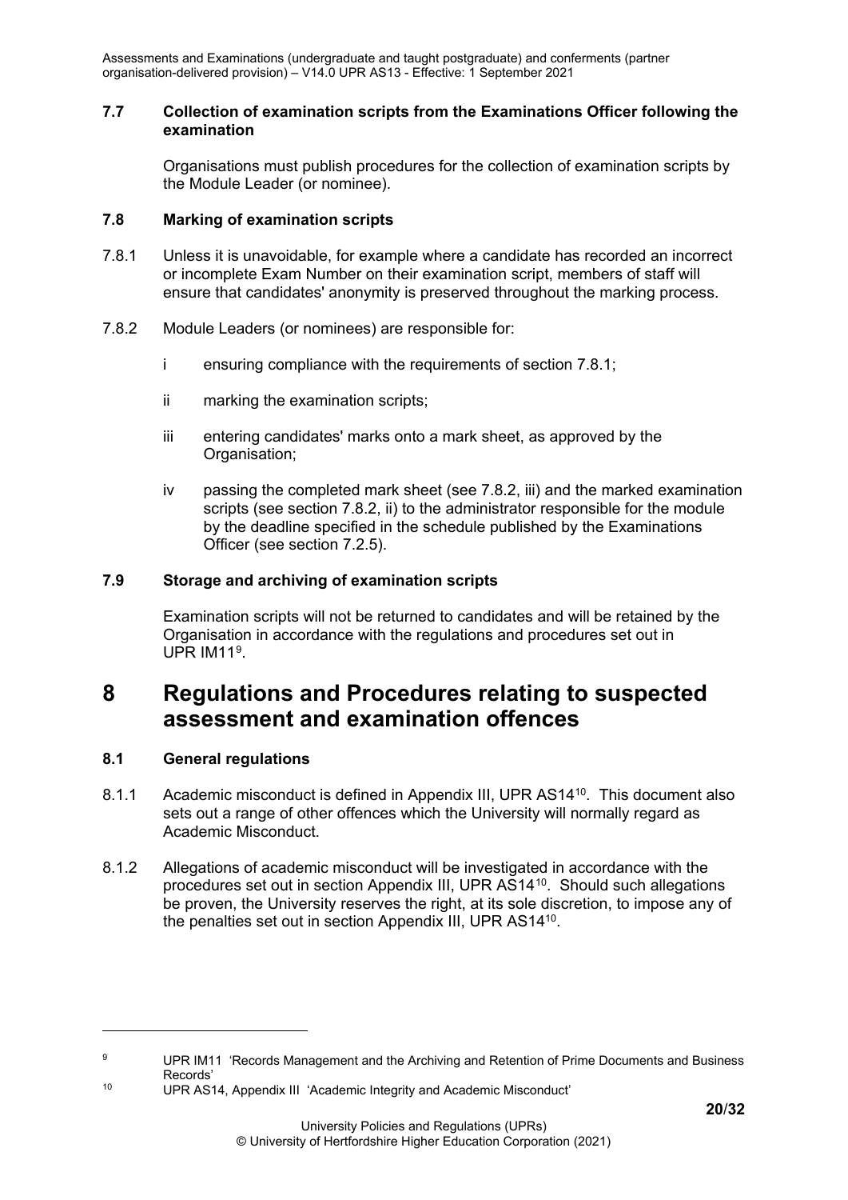### 7.7 Collection of examination scripts from the Examinations Officer following the examination

Organisations must publish procedures for the collection of examination scripts by the Module Leader (or nominee).

### 7.8 Marking of examination scripts

7.8.1 Unless it is unavoidable, for example where a candidate has recorded an incorrect or incomplete Exam Number on their examination script, members of staff will ensure that candidates' anonymity is preserved throughout the marking process.

7.8.2 Module Leaders (or nominees) are responsible for:

i ensuring compliance with the requirements of section 7.8.1;

ii marking the examination scripts;

iii entering candidates' marks onto a mark sheet, as approved by the Organisation;

iv passing the completed mark sheet (see 7.8.2, iii) and the marked examination scripts (see section 7.8.2, ii) to the administrator responsible for the module by the deadline specified in the schedule published by the Examinations Officer (see section 7.2.5).

### 7.9 Storage and archiving of examination scripts

Examination scripts will not be returned to candidates and will be retained by the Organisation in accordance with the regulations and procedures set out in UPR IM11[9].

# 8 Regulations and Procedures relating to suspected assessment and examination offences

### 8.1 General regulations

8.1.1 Academic misconduct is defined in Appendix III, UPR AS14[10]. This document also sets out a range of other offences which the University will normally regard as Academic Misconduct.

8.1.2 Allegations of academic misconduct will be investigated in accordance with the procedures set out in section Appendix III, UPR AS14[10]. Should such allegations be proven, the University reserves the right, at its sole discretion, to impose any of the penalties set out in section Appendix III, UPR AS14[10].

---

[9] UPR IM11 'Records Management and the Archiving and Retention of Prime Documents and Business Records'

[10] UPR AS14, Appendix III 'Academic Integrity and Academic Misconduct'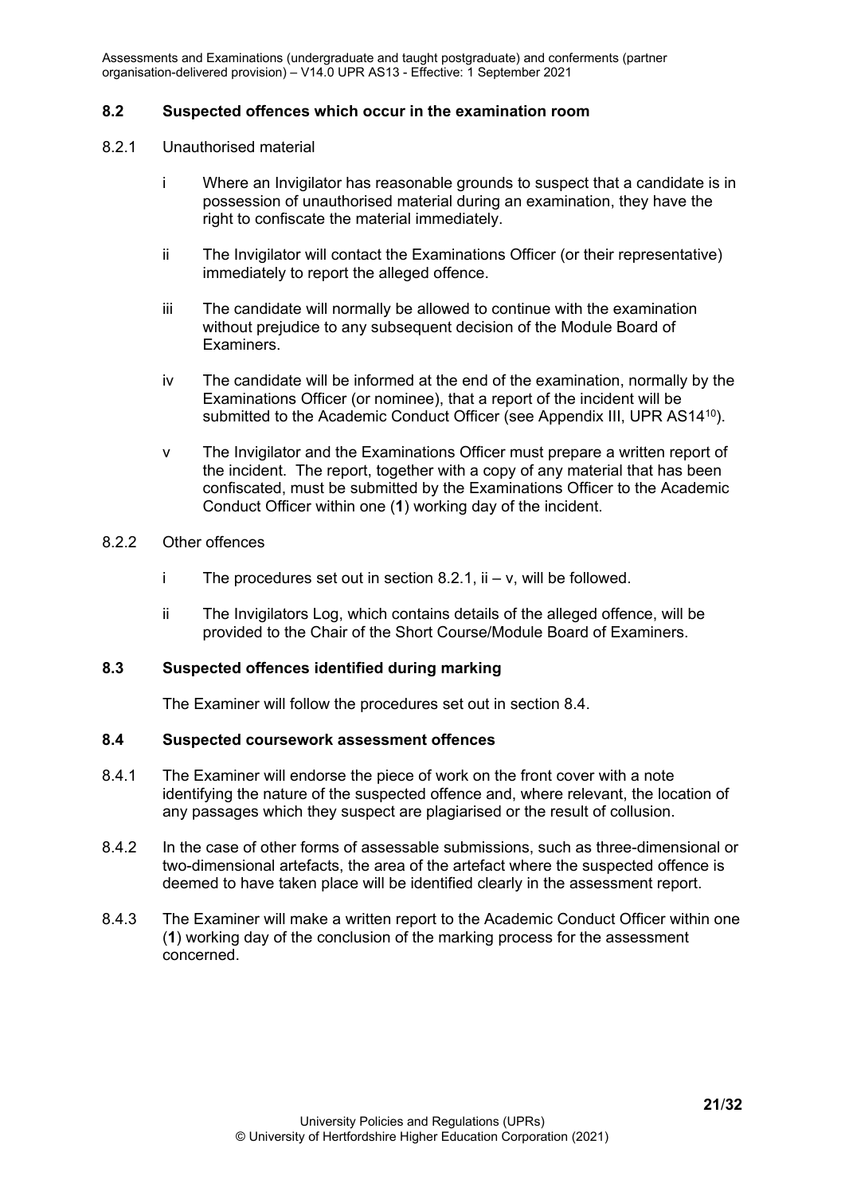### 8.2 Suspected offences which occur in the examination room

8.2.1 Unauthorised material

- i Where an Invigilator has reasonable grounds to suspect that a candidate is in possession of unauthorised material during an examination, they have the right to confiscate the material immediately.
- ii The Invigilator will contact the Examinations Officer (or their representative) immediately to report the alleged offence.
- iii The candidate will normally be allowed to continue with the examination without prejudice to any subsequent decision of the Module Board of Examiners.
- iv The candidate will be informed at the end of the examination, normally by the Examinations Officer (or nominee), that a report of the incident will be submitted to the Academic Conduct Officer (see Appendix III, UPR AS14[10]).
- v The Invigilator and the Examinations Officer must prepare a written report of the incident. The report, together with a copy of any material that has been confiscated, must be submitted by the Examinations Officer to the Academic Conduct Officer within one (**1**) working day of the incident.

8.2.2 Other offences

- i The procedures set out in section 8.2.1, ii – v, will be followed.
- ii The Invigilators Log, which contains details of the alleged offence, will be provided to the Chair of the Short Course/Module Board of Examiners.

### 8.3 Suspected offences identified during marking

The Examiner will follow the procedures set out in section 8.4.

### 8.4 Suspected coursework assessment offences

8.4.1 The Examiner will endorse the piece of work on the front cover with a note identifying the nature of the suspected offence and, where relevant, the location of any passages which they suspect are plagiarised or the result of collusion.

8.4.2 In the case of other forms of assessable submissions, such as three-dimensional or two-dimensional artefacts, the area of the artefact where the suspected offence is deemed to have taken place will be identified clearly in the assessment report.

8.4.3 The Examiner will make a written report to the Academic Conduct Officer within one (**1**) working day of the conclusion of the marking process for the assessment concerned.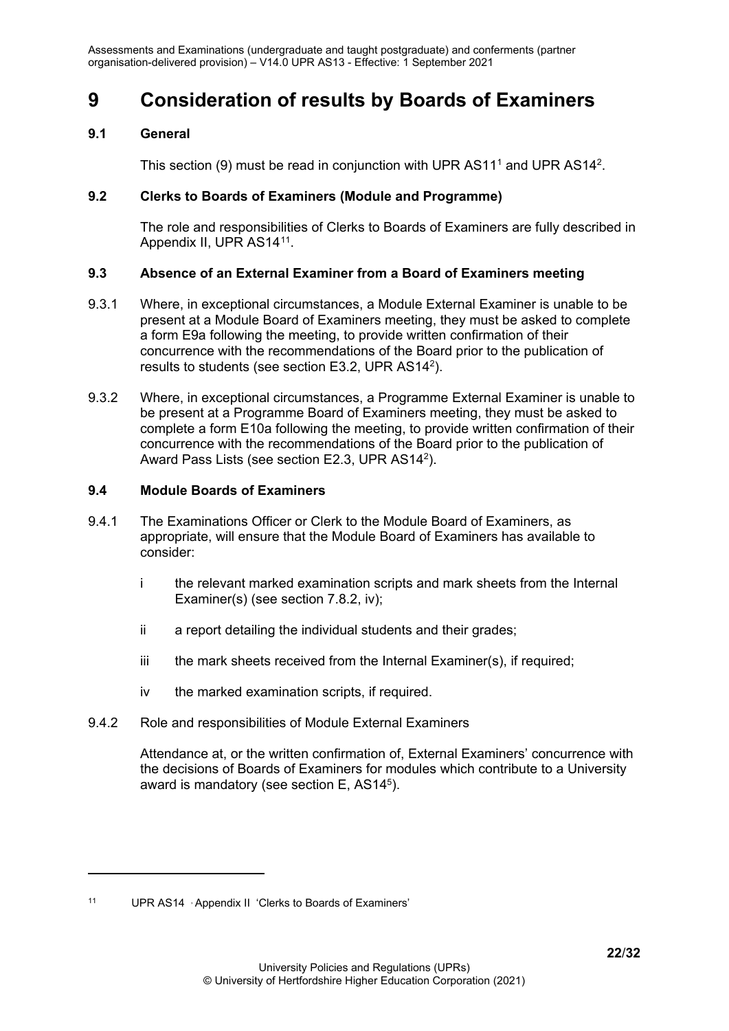# 9 Consideration of results by Boards of Examiners

## 9.1 General

This section (9) must be read in conjunction with UPR AS11[1] and UPR AS14[2].

## 9.2 Clerks to Boards of Examiners (Module and Programme)

The role and responsibilities of Clerks to Boards of Examiners are fully described in Appendix II, UPR AS14[11].

## 9.3 Absence of an External Examiner from a Board of Examiners meeting

9.3.1 Where, in exceptional circumstances, a Module External Examiner is unable to be present at a Module Board of Examiners meeting, they must be asked to complete a form E9a following the meeting, to provide written confirmation of their concurrence with the recommendations of the Board prior to the publication of results to students (see section E3.2, UPR AS14[2]).

9.3.2 Where, in exceptional circumstances, a Programme External Examiner is unable to be present at a Programme Board of Examiners meeting, they must be asked to complete a form E10a following the meeting, to provide written confirmation of their concurrence with the recommendations of the Board prior to the publication of Award Pass Lists (see section E2.3, UPR AS14[2]).

## 9.4 Module Boards of Examiners

9.4.1 The Examinations Officer or Clerk to the Module Board of Examiners, as appropriate, will ensure that the Module Board of Examiners has available to consider:

- i the relevant marked examination scripts and mark sheets from the Internal Examiner(s) (see section 7.8.2, iv);
- ii a report detailing the individual students and their grades;
- iii the mark sheets received from the Internal Examiner(s), if required;
- iv the marked examination scripts, if required.

9.4.2 Role and responsibilities of Module External Examiners

Attendance at, or the written confirmation of, External Examiners' concurrence with the decisions of Boards of Examiners for modules which contribute to a University award is mandatory (see section E, AS14[5]).

---

[11] UPR AS14 · Appendix II 'Clerks to Boards of Examiners'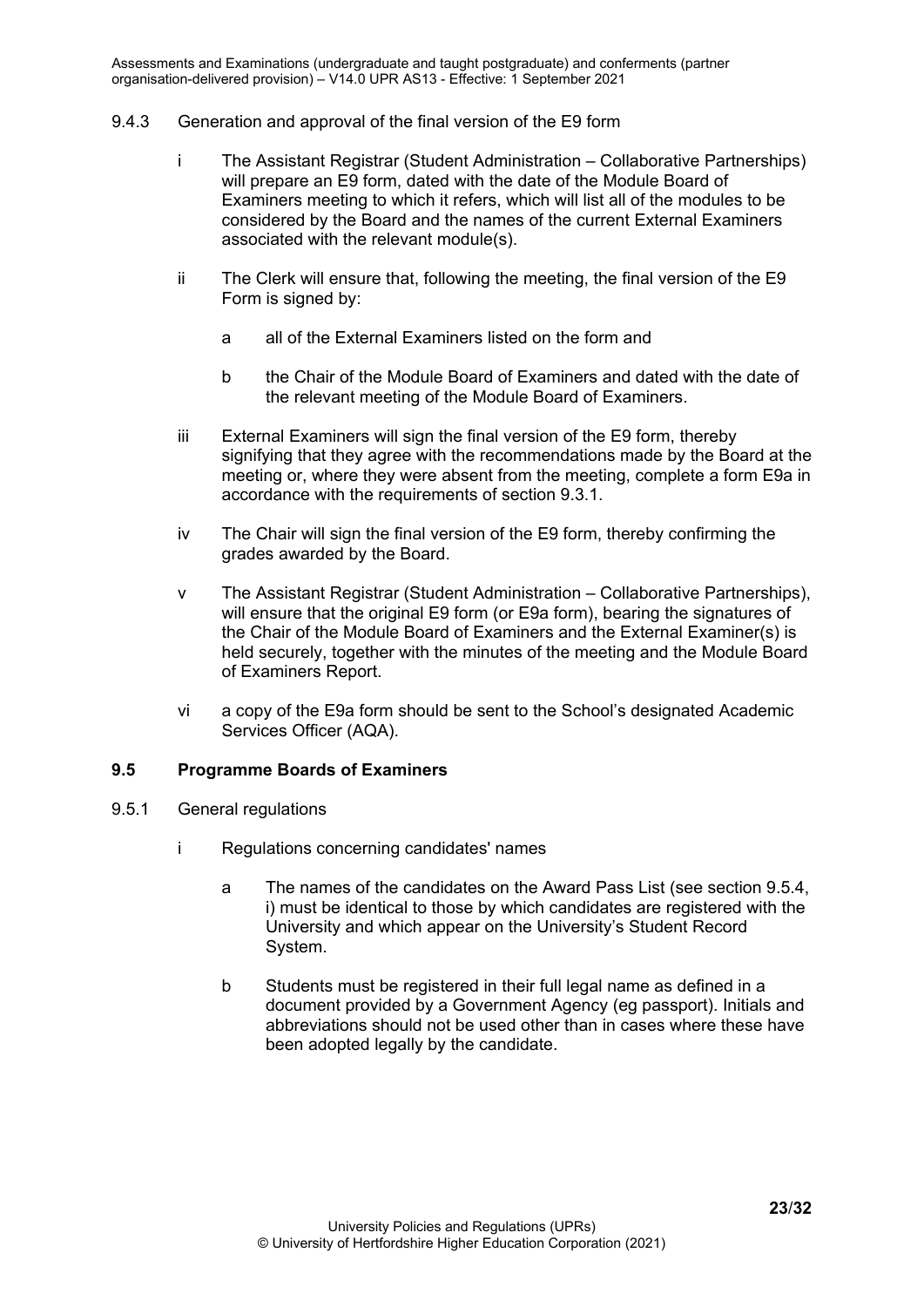9.4.3 Generation and approval of the final version of the E9 form

i The Assistant Registrar (Student Administration – Collaborative Partnerships) will prepare an E9 form, dated with the date of the Module Board of Examiners meeting to which it refers, which will list all of the modules to be considered by the Board and the names of the current External Examiners associated with the relevant module(s).

ii The Clerk will ensure that, following the meeting, the final version of the E9 Form is signed by:

a all of the External Examiners listed on the form and

b the Chair of the Module Board of Examiners and dated with the date of the relevant meeting of the Module Board of Examiners.

iii External Examiners will sign the final version of the E9 form, thereby signifying that they agree with the recommendations made by the Board at the meeting or, where they were absent from the meeting, complete a form E9a in accordance with the requirements of section 9.3.1.

iv The Chair will sign the final version of the E9 form, thereby confirming the grades awarded by the Board.

v The Assistant Registrar (Student Administration – Collaborative Partnerships), will ensure that the original E9 form (or E9a form), bearing the signatures of the Chair of the Module Board of Examiners and the External Examiner(s) is held securely, together with the minutes of the meeting and the Module Board of Examiners Report.

vi a copy of the E9a form should be sent to the School's designated Academic Services Officer (AQA).

## 9.5 Programme Boards of Examiners

9.5.1 General regulations

i Regulations concerning candidates' names

a The names of the candidates on the Award Pass List (see section 9.5.4, i) must be identical to those by which candidates are registered with the University and which appear on the University's Student Record System.

b Students must be registered in their full legal name as defined in a document provided by a Government Agency (eg passport). Initials and abbreviations should not be used other than in cases where these have been adopted legally by the candidate.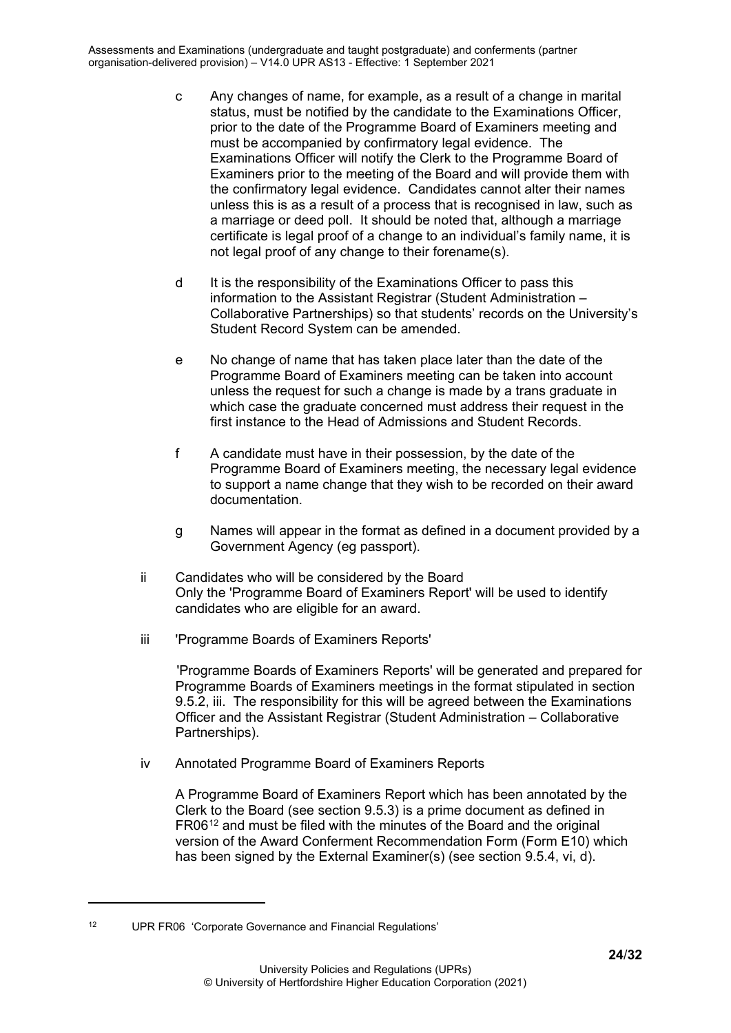c Any changes of name, for example, as a result of a change in marital status, must be notified by the candidate to the Examinations Officer, prior to the date of the Programme Board of Examiners meeting and must be accompanied by confirmatory legal evidence. The Examinations Officer will notify the Clerk to the Programme Board of Examiners prior to the meeting of the Board and will provide them with the confirmatory legal evidence. Candidates cannot alter their names unless this is as a result of a process that is recognised in law, such as a marriage or deed poll. It should be noted that, although a marriage certificate is legal proof of a change to an individual's family name, it is not legal proof of any change to their forename(s).

d It is the responsibility of the Examinations Officer to pass this information to the Assistant Registrar (Student Administration – Collaborative Partnerships) so that students' records on the University's Student Record System can be amended.

e No change of name that has taken place later than the date of the Programme Board of Examiners meeting can be taken into account unless the request for such a change is made by a trans graduate in which case the graduate concerned must address their request in the first instance to the Head of Admissions and Student Records.

f A candidate must have in their possession, by the date of the Programme Board of Examiners meeting, the necessary legal evidence to support a name change that they wish to be recorded on their award documentation.

g Names will appear in the format as defined in a document provided by a Government Agency (eg passport).

ii Candidates who will be considered by the Board
Only the 'Programme Board of Examiners Report' will be used to identify candidates who are eligible for an award.

iii 'Programme Boards of Examiners Reports'

'Programme Boards of Examiners Reports' will be generated and prepared for Programme Boards of Examiners meetings in the format stipulated in section 9.5.2, iii. The responsibility for this will be agreed between the Examinations Officer and the Assistant Registrar (Student Administration – Collaborative Partnerships).

iv Annotated Programme Board of Examiners Reports

A Programme Board of Examiners Report which has been annotated by the Clerk to the Board (see section 9.5.3) is a prime document as defined in FR06[12] and must be filed with the minutes of the Board and the original version of the Award Conferment Recommendation Form (Form E10) which has been signed by the External Examiner(s) (see section 9.5.4, vi, d).

---

[12] UPR FR06 'Corporate Governance and Financial Regulations'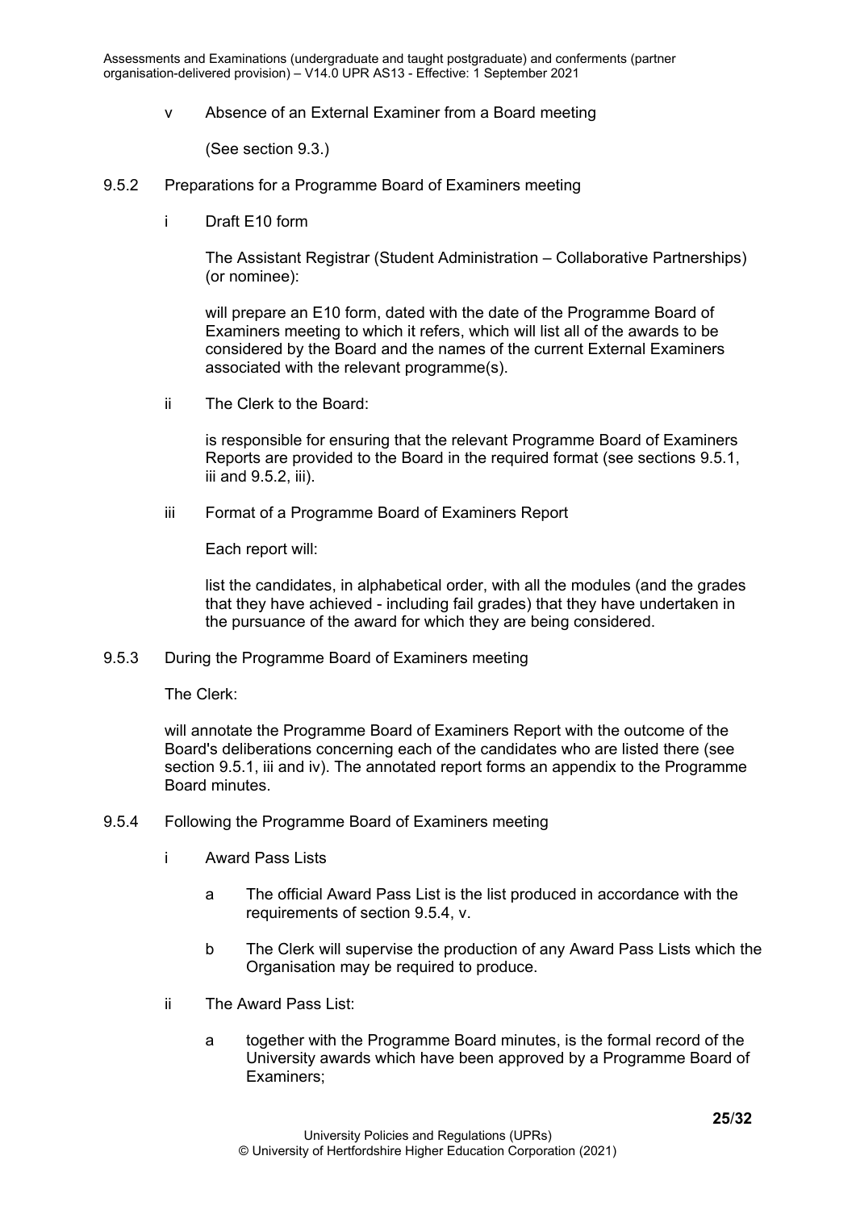v Absence of an External Examiner from a Board meeting

(See section 9.3.)

9.5.2 Preparations for a Programme Board of Examiners meeting

i Draft E10 form

The Assistant Registrar (Student Administration – Collaborative Partnerships) (or nominee):

will prepare an E10 form, dated with the date of the Programme Board of Examiners meeting to which it refers, which will list all of the awards to be considered by the Board and the names of the current External Examiners associated with the relevant programme(s).

ii The Clerk to the Board:

is responsible for ensuring that the relevant Programme Board of Examiners Reports are provided to the Board in the required format (see sections 9.5.1, iii and 9.5.2, iii).

iii Format of a Programme Board of Examiners Report

Each report will:

list the candidates, in alphabetical order, with all the modules (and the grades that they have achieved - including fail grades) that they have undertaken in the pursuance of the award for which they are being considered.

9.5.3 During the Programme Board of Examiners meeting

The Clerk:

will annotate the Programme Board of Examiners Report with the outcome of the Board's deliberations concerning each of the candidates who are listed there (see section 9.5.1, iii and iv). The annotated report forms an appendix to the Programme Board minutes.

9.5.4 Following the Programme Board of Examiners meeting

i Award Pass Lists

a The official Award Pass List is the list produced in accordance with the requirements of section 9.5.4, v.

b The Clerk will supervise the production of any Award Pass Lists which the Organisation may be required to produce.

ii The Award Pass List:

a together with the Programme Board minutes, is the formal record of the University awards which have been approved by a Programme Board of Examiners;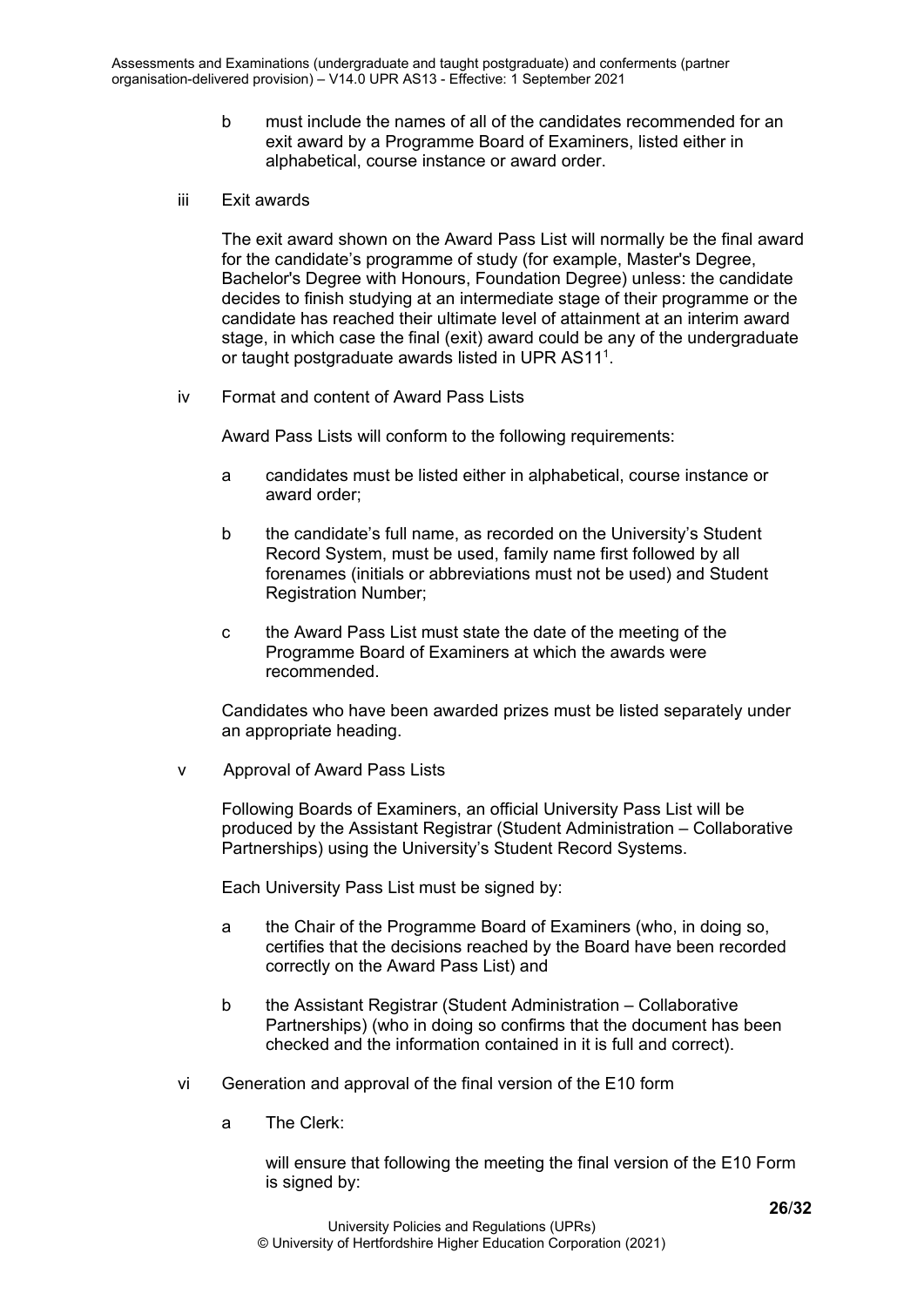b must include the names of all of the candidates recommended for an exit award by a Programme Board of Examiners, listed either in alphabetical, course instance or award order.

iii Exit awards

The exit award shown on the Award Pass List will normally be the final award for the candidate's programme of study (for example, Master's Degree, Bachelor's Degree with Honours, Foundation Degree) unless: the candidate decides to finish studying at an intermediate stage of their programme or the candidate has reached their ultimate level of attainment at an interim award stage, in which case the final (exit) award could be any of the undergraduate or taught postgraduate awards listed in UPR AS11[1].

iv Format and content of Award Pass Lists

Award Pass Lists will conform to the following requirements:

a candidates must be listed either in alphabetical, course instance or award order;

b the candidate's full name, as recorded on the University's Student Record System, must be used, family name first followed by all forenames (initials or abbreviations must not be used) and Student Registration Number;

c the Award Pass List must state the date of the meeting of the Programme Board of Examiners at which the awards were recommended.

Candidates who have been awarded prizes must be listed separately under an appropriate heading.

v Approval of Award Pass Lists

Following Boards of Examiners, an official University Pass List will be produced by the Assistant Registrar (Student Administration – Collaborative Partnerships) using the University's Student Record Systems.

Each University Pass List must be signed by:

a the Chair of the Programme Board of Examiners (who, in doing so, certifies that the decisions reached by the Board have been recorded correctly on the Award Pass List) and

b the Assistant Registrar (Student Administration – Collaborative Partnerships) (who in doing so confirms that the document has been checked and the information contained in it is full and correct).

vi Generation and approval of the final version of the E10 form

a The Clerk:

will ensure that following the meeting the final version of the E10 Form is signed by: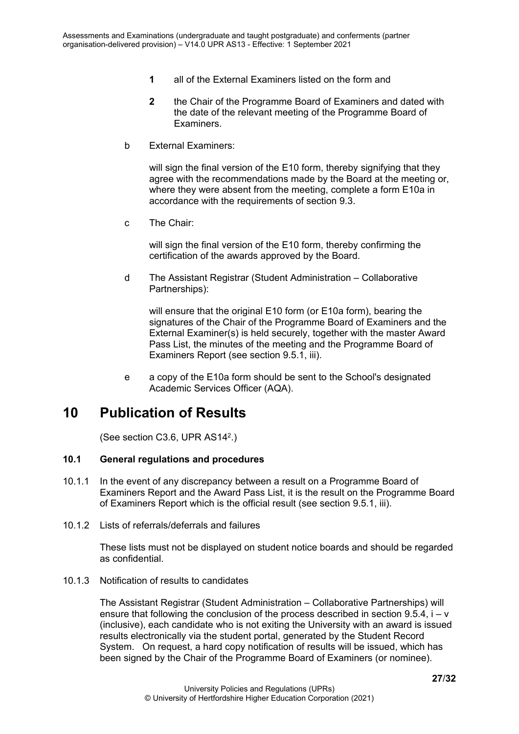1. all of the External Examiners listed on the form and

2. the Chair of the Programme Board of Examiners and dated with the date of the relevant meeting of the Programme Board of Examiners.

b External Examiners:

will sign the final version of the E10 form, thereby signifying that they agree with the recommendations made by the Board at the meeting or, where they were absent from the meeting, complete a form E10a in accordance with the requirements of section 9.3.

c The Chair:

will sign the final version of the E10 form, thereby confirming the certification of the awards approved by the Board.

d The Assistant Registrar (Student Administration – Collaborative Partnerships):

will ensure that the original E10 form (or E10a form), bearing the signatures of the Chair of the Programme Board of Examiners and the External Examiner(s) is held securely, together with the master Award Pass List, the minutes of the meeting and the Programme Board of Examiners Report (see section 9.5.1, iii).

e a copy of the E10a form should be sent to the School's designated Academic Services Officer (AQA).

# 10 Publication of Results

(See section C3.6, UPR AS14[2].)

### 10.1 General regulations and procedures

10.1.1 In the event of any discrepancy between a result on a Programme Board of Examiners Report and the Award Pass List, it is the result on the Programme Board of Examiners Report which is the official result (see section 9.5.1, iii).

10.1.2 Lists of referrals/deferrals and failures

These lists must not be displayed on student notice boards and should be regarded as confidential.

10.1.3 Notification of results to candidates

The Assistant Registrar (Student Administration – Collaborative Partnerships) will ensure that following the conclusion of the process described in section 9.5.4, i – v (inclusive), each candidate who is not exiting the University with an award is issued results electronically via the student portal, generated by the Student Record System. On request, a hard copy notification of results will be issued, which has been signed by the Chair of the Programme Board of Examiners (or nominee).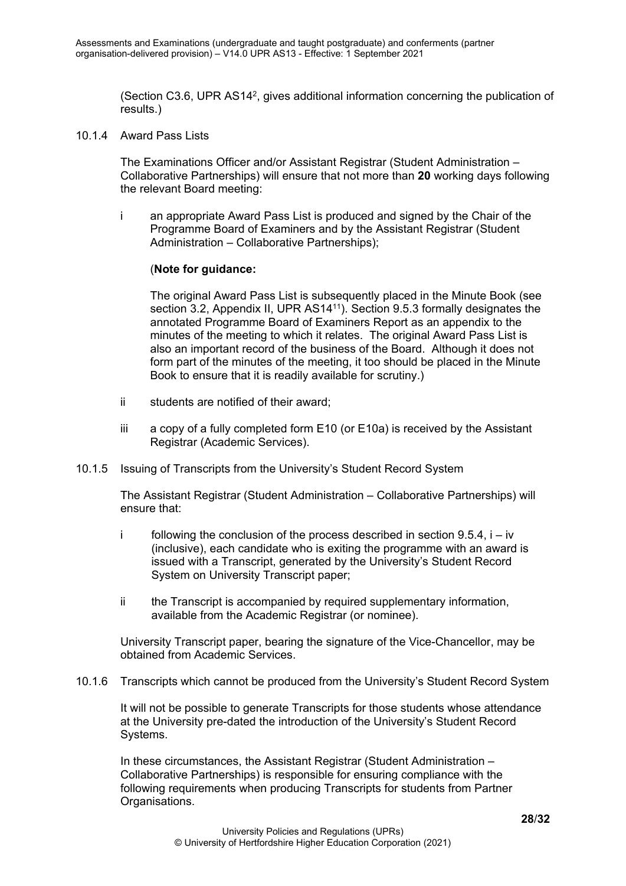(Section C3.6, UPR AS14[2], gives additional information concerning the publication of results.)

10.1.4 Award Pass Lists

The Examinations Officer and/or Assistant Registrar (Student Administration – Collaborative Partnerships) will ensure that not more than **20** working days following the relevant Board meeting:

i an appropriate Award Pass List is produced and signed by the Chair of the Programme Board of Examiners and by the Assistant Registrar (Student Administration – Collaborative Partnerships);

(**Note for guidance:**

The original Award Pass List is subsequently placed in the Minute Book (see section 3.2, Appendix II, UPR AS14[11]). Section 9.5.3 formally designates the annotated Programme Board of Examiners Report as an appendix to the minutes of the meeting to which it relates. The original Award Pass List is also an important record of the business of the Board. Although it does not form part of the minutes of the meeting, it too should be placed in the Minute Book to ensure that it is readily available for scrutiny.)

ii students are notified of their award;

iii a copy of a fully completed form E10 (or E10a) is received by the Assistant Registrar (Academic Services).

10.1.5 Issuing of Transcripts from the University's Student Record System

The Assistant Registrar (Student Administration – Collaborative Partnerships) will ensure that:

i following the conclusion of the process described in section 9.5.4, i – iv (inclusive), each candidate who is exiting the programme with an award is issued with a Transcript, generated by the University's Student Record System on University Transcript paper;

ii the Transcript is accompanied by required supplementary information, available from the Academic Registrar (or nominee).

University Transcript paper, bearing the signature of the Vice-Chancellor, may be obtained from Academic Services.

10.1.6 Transcripts which cannot be produced from the University's Student Record System

It will not be possible to generate Transcripts for those students whose attendance at the University pre-dated the introduction of the University's Student Record Systems.

In these circumstances, the Assistant Registrar (Student Administration – Collaborative Partnerships) is responsible for ensuring compliance with the following requirements when producing Transcripts for students from Partner Organisations.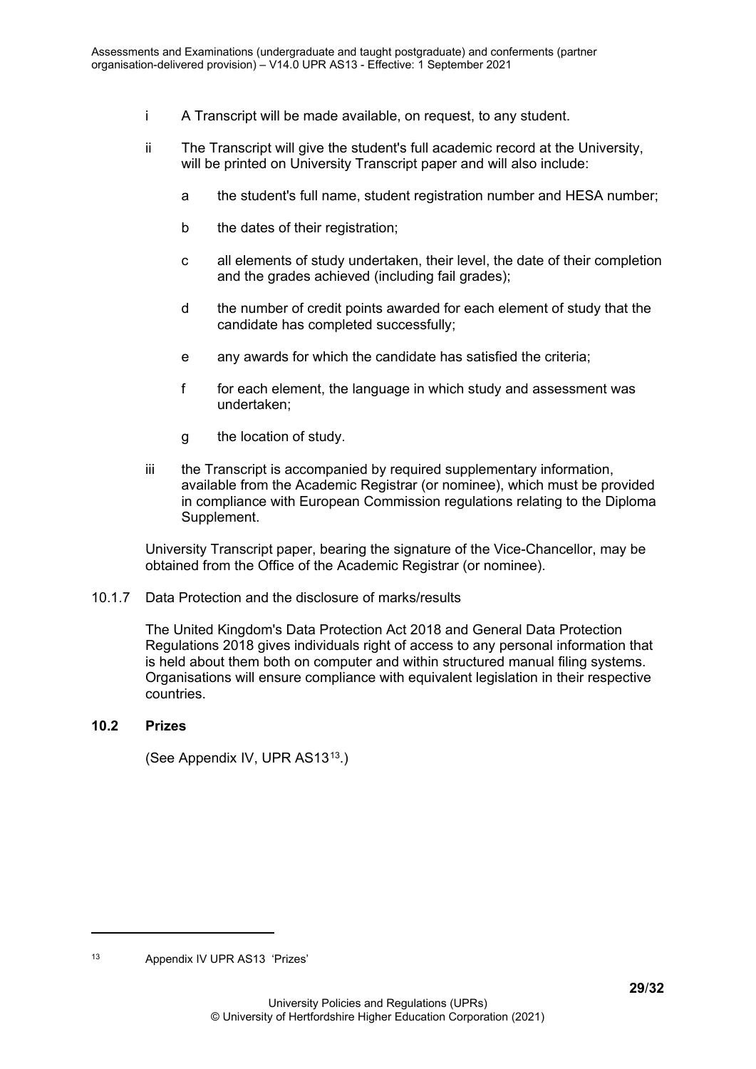i A Transcript will be made available, on request, to any student.

ii The Transcript will give the student's full academic record at the University, will be printed on University Transcript paper and will also include:

a the student's full name, student registration number and HESA number;

b the dates of their registration;

c all elements of study undertaken, their level, the date of their completion and the grades achieved (including fail grades);

d the number of credit points awarded for each element of study that the candidate has completed successfully;

e any awards for which the candidate has satisfied the criteria;

f for each element, the language in which study and assessment was undertaken;

g the location of study.

iii the Transcript is accompanied by required supplementary information, available from the Academic Registrar (or nominee), which must be provided in compliance with European Commission regulations relating to the Diploma Supplement.

University Transcript paper, bearing the signature of the Vice-Chancellor, may be obtained from the Office of the Academic Registrar (or nominee).

10.1.7 Data Protection and the disclosure of marks/results

The United Kingdom's Data Protection Act 2018 and General Data Protection Regulations 2018 gives individuals right of access to any personal information that is held about them both on computer and within structured manual filing systems. Organisations will ensure compliance with equivalent legislation in their respective countries.

**10.2 Prizes**

(See Appendix IV, UPR AS13[13].)

---

[13] Appendix IV UPR AS13 'Prizes'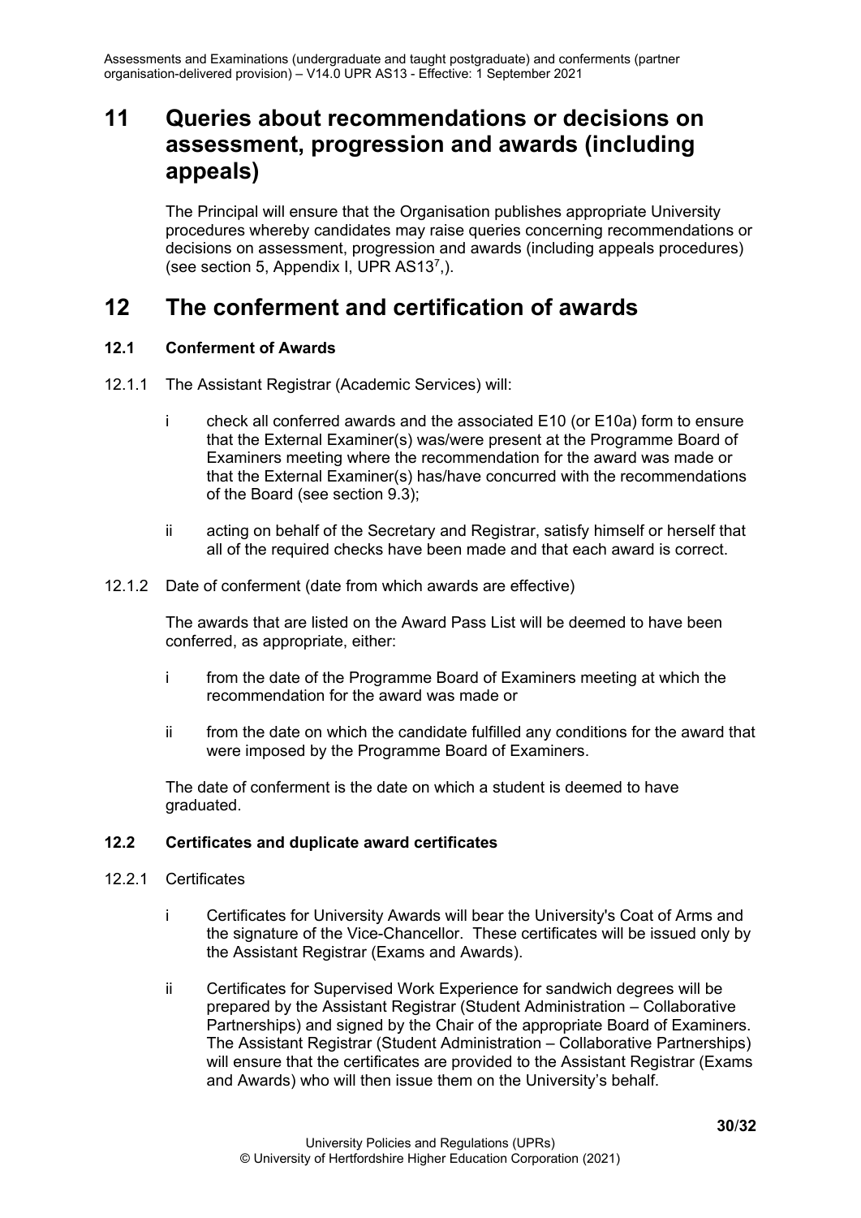# 11 Queries about recommendations or decisions on assessment, progression and awards (including appeals)

The Principal will ensure that the Organisation publishes appropriate University procedures whereby candidates may raise queries concerning recommendations or decisions on assessment, progression and awards (including appeals procedures) (see section 5, Appendix I, UPR AS13[7],).

# 12 The conferment and certification of awards

### 12.1 Conferment of Awards

12.1.1 The Assistant Registrar (Academic Services) will:

i check all conferred awards and the associated E10 (or E10a) form to ensure that the External Examiner(s) was/were present at the Programme Board of Examiners meeting where the recommendation for the award was made or that the External Examiner(s) has/have concurred with the recommendations of the Board (see section 9.3);

ii acting on behalf of the Secretary and Registrar, satisfy himself or herself that all of the required checks have been made and that each award is correct.

12.1.2 Date of conferment (date from which awards are effective)

The awards that are listed on the Award Pass List will be deemed to have been conferred, as appropriate, either:

i from the date of the Programme Board of Examiners meeting at which the recommendation for the award was made or

ii from the date on which the candidate fulfilled any conditions for the award that were imposed by the Programme Board of Examiners.

The date of conferment is the date on which a student is deemed to have graduated.

### 12.2 Certificates and duplicate award certificates

12.2.1 Certificates

i Certificates for University Awards will bear the University's Coat of Arms and the signature of the Vice-Chancellor. These certificates will be issued only by the Assistant Registrar (Exams and Awards).

ii Certificates for Supervised Work Experience for sandwich degrees will be prepared by the Assistant Registrar (Student Administration – Collaborative Partnerships) and signed by the Chair of the appropriate Board of Examiners. The Assistant Registrar (Student Administration – Collaborative Partnerships) will ensure that the certificates are provided to the Assistant Registrar (Exams and Awards) who will then issue them on the University's behalf.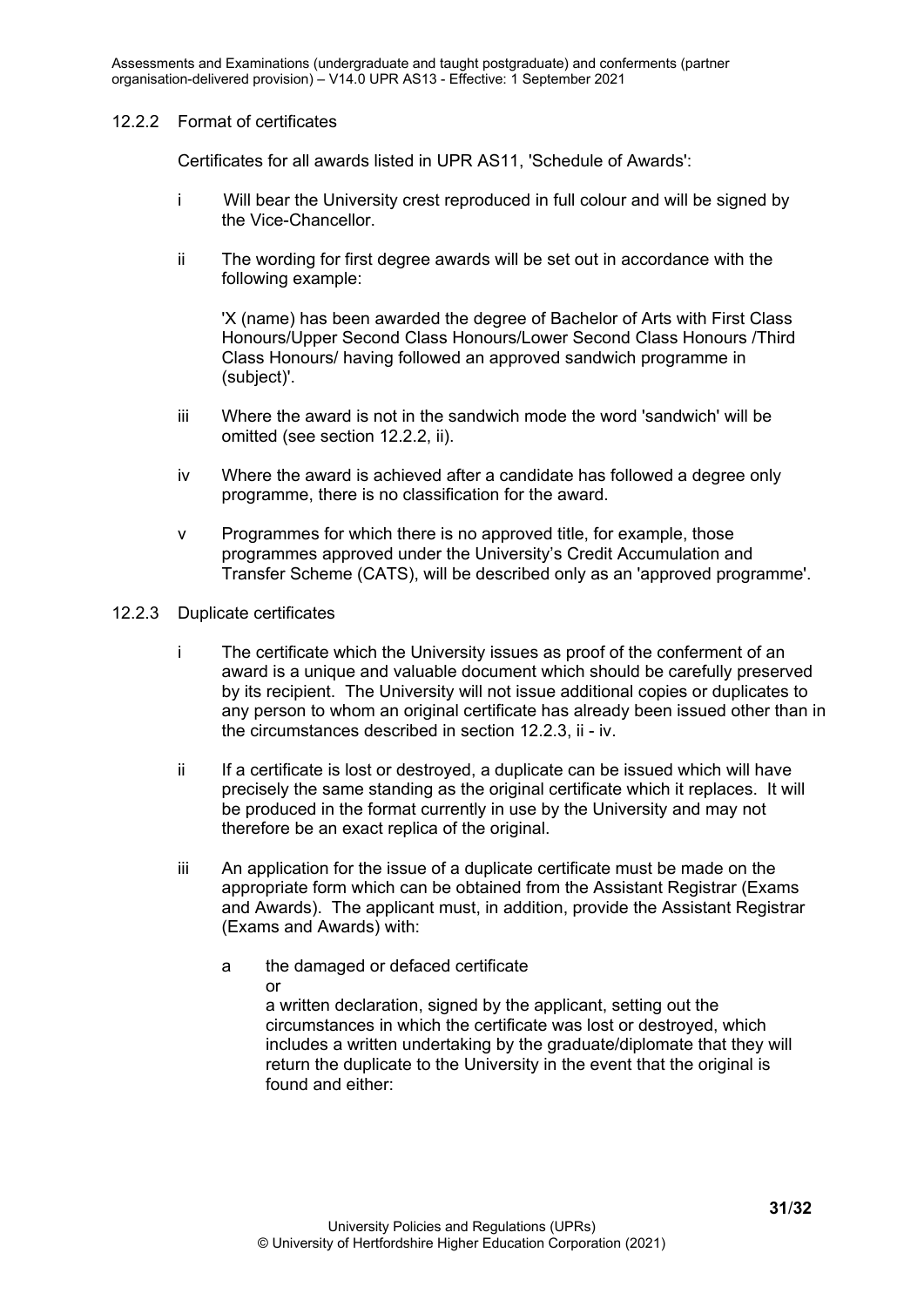### 12.2.2 Format of certificates

Certificates for all awards listed in UPR AS11, 'Schedule of Awards':

i Will bear the University crest reproduced in full colour and will be signed by the Vice-Chancellor.

ii The wording for first degree awards will be set out in accordance with the following example:

'X (name) has been awarded the degree of Bachelor of Arts with First Class Honours/Upper Second Class Honours/Lower Second Class Honours /Third Class Honours/ having followed an approved sandwich programme in (subject)'.

iii Where the award is not in the sandwich mode the word 'sandwich' will be omitted (see section 12.2.2, ii).

iv Where the award is achieved after a candidate has followed a degree only programme, there is no classification for the award.

v Programmes for which there is no approved title, for example, those programmes approved under the University's Credit Accumulation and Transfer Scheme (CATS), will be described only as an 'approved programme'.

### 12.2.3 Duplicate certificates

i The certificate which the University issues as proof of the conferment of an award is a unique and valuable document which should be carefully preserved by its recipient. The University will not issue additional copies or duplicates to any person to whom an original certificate has already been issued other than in the circumstances described in section 12.2.3, ii - iv.

ii If a certificate is lost or destroyed, a duplicate can be issued which will have precisely the same standing as the original certificate which it replaces. It will be produced in the format currently in use by the University and may not therefore be an exact replica of the original.

iii An application for the issue of a duplicate certificate must be made on the appropriate form which can be obtained from the Assistant Registrar (Exams and Awards). The applicant must, in addition, provide the Assistant Registrar (Exams and Awards) with:

a the damaged or defaced certificate

or

a written declaration, signed by the applicant, setting out the circumstances in which the certificate was lost or destroyed, which includes a written undertaking by the graduate/diplomate that they will return the duplicate to the University in the event that the original is found and either: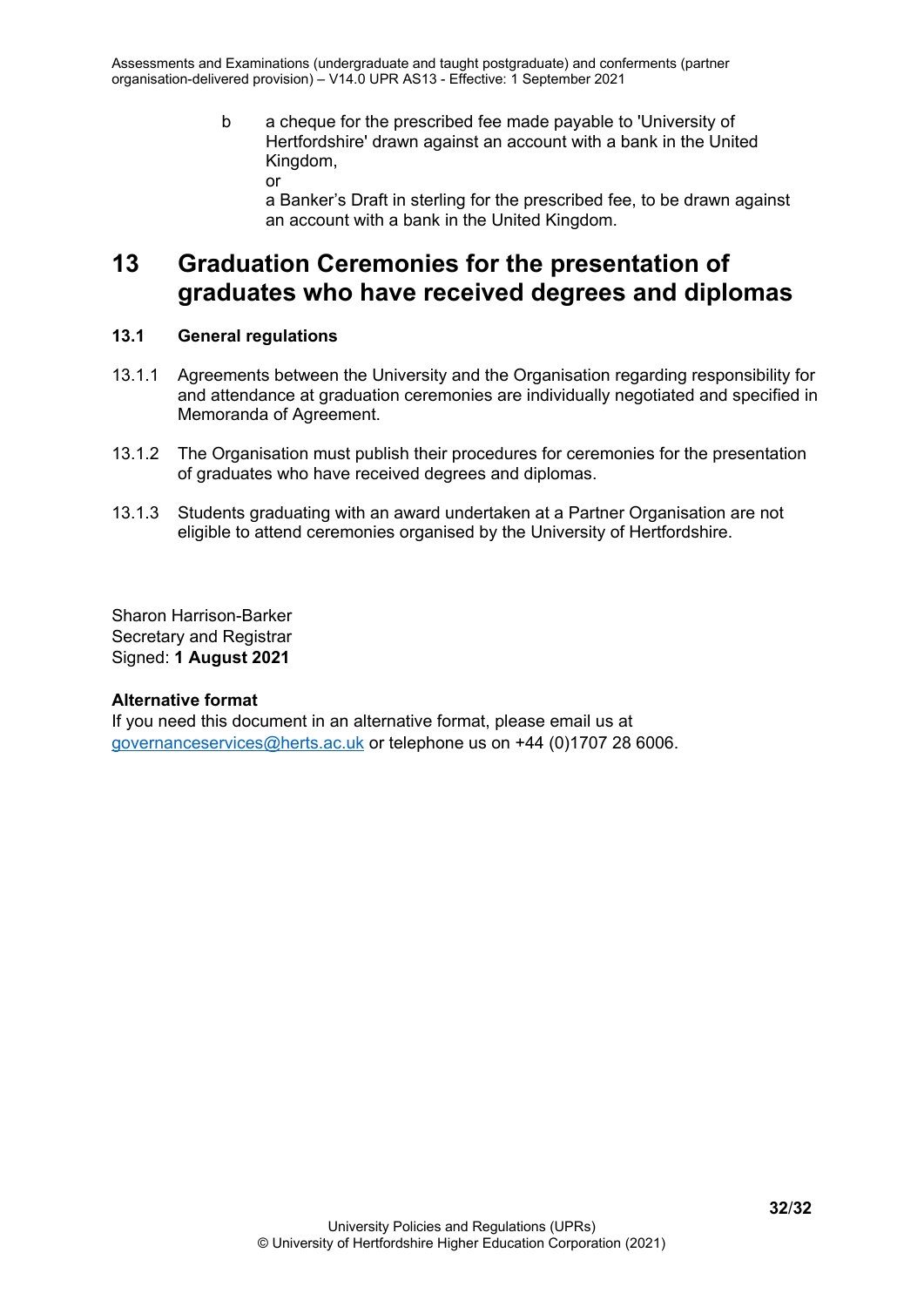b a cheque for the prescribed fee made payable to 'University of Hertfordshire' drawn against an account with a bank in the United Kingdom,
or
a Banker's Draft in sterling for the prescribed fee, to be drawn against an account with a bank in the United Kingdom.

# 13 Graduation Ceremonies for the presentation of graduates who have received degrees and diplomas

### 13.1 General regulations

13.1.1 Agreements between the University and the Organisation regarding responsibility for and attendance at graduation ceremonies are individually negotiated and specified in Memoranda of Agreement.

13.1.2 The Organisation must publish their procedures for ceremonies for the presentation of graduates who have received degrees and diplomas.

13.1.3 Students graduating with an award undertaken at a Partner Organisation are not eligible to attend ceremonies organised by the University of Hertfordshire.

Sharon Harrison-Barker
Secretary and Registrar
Signed: **1 August 2021**

**Alternative format**
If you need this document in an alternative format, please email us at governanceservices@herts.ac.uk or telephone us on +44 (0)1707 28 6006.